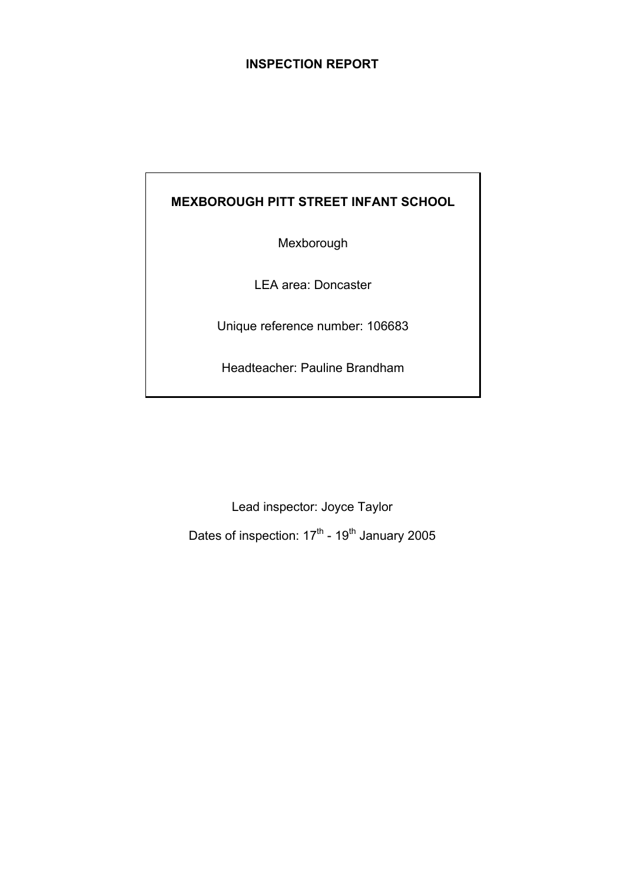# INSPECTION REPORT

**MEXBOROUGH PITT STREET INFANT SCHOOL**

Mexborough

LEA area: Doncaster

Unique reference number: 106683

Headteacher: Pauline Brandham

Lead inspector: Joyce Taylor

Dates of inspection: 17th - 19th January 2005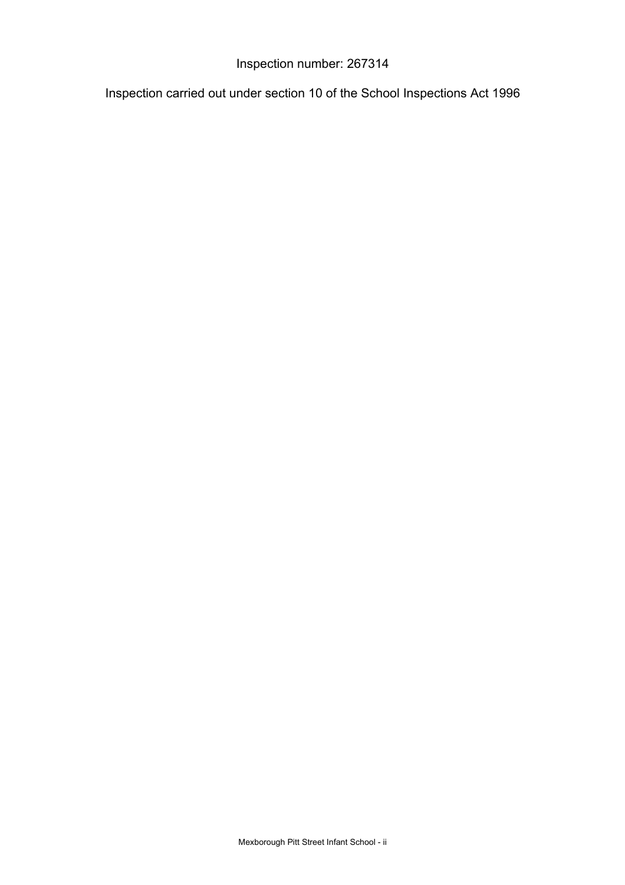Inspection number: 267314

Inspection carried out under section 10 of the School Inspections Act 1996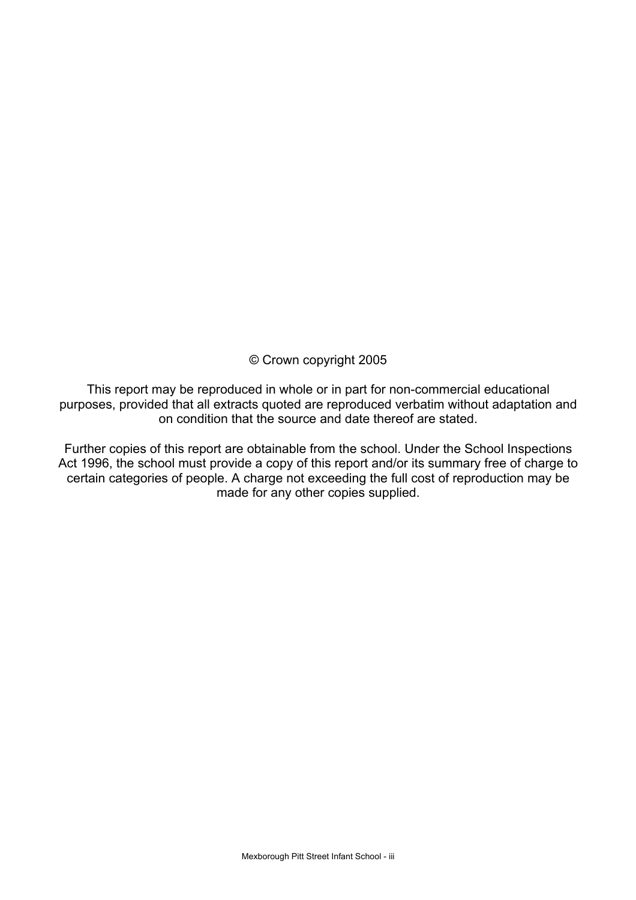© Crown copyright 2005

This report may be reproduced in whole or in part for non-commercial educational purposes, provided that all extracts quoted are reproduced verbatim without adaptation and on condition that the source and date thereof are stated.

Further copies of this report are obtainable from the school. Under the School Inspections Act 1996, the school must provide a copy of this report and/or its summary free of charge to certain categories of people. A charge not exceeding the full cost of reproduction may be made for any other copies supplied.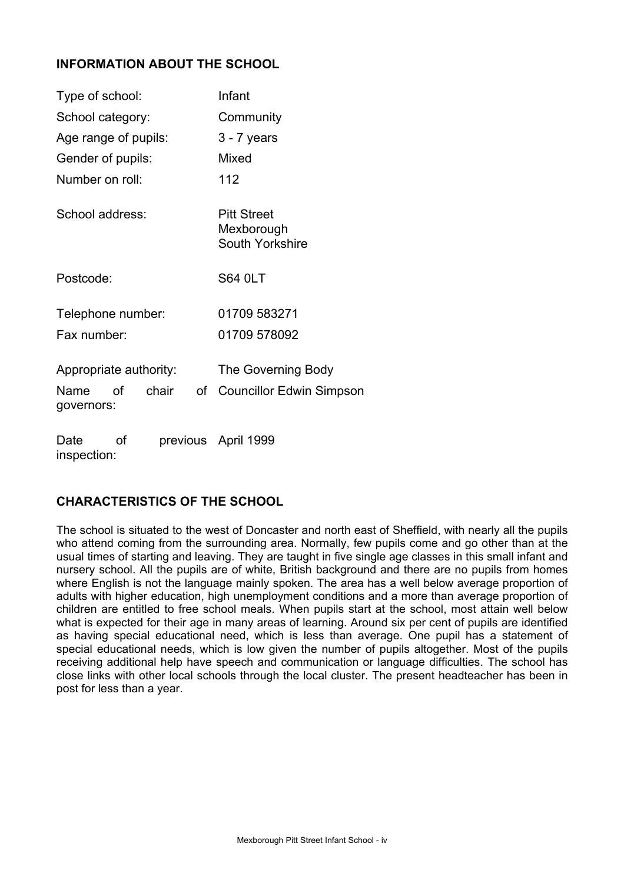## INFORMATION ABOUT THE SCHOOL

| | |
|---|---|
| Type of school: | Infant |
| School category: | Community |
| Age range of pupils: | 3 - 7 years |
| Gender of pupils: | Mixed |
| Number on roll: | 112 |
| School address: | Pitt Street<br>Mexborough<br>South Yorkshire |
| Postcode: | S64 0LT |
| Telephone number: | 01709 583271 |
| Fax number: | 01709 578092 |
| Appropriate authority: | The Governing Body |
| Name of chair of governors: | Councillor Edwin Simpson |
| Date of previous inspection: | April 1999 |

## CHARACTERISTICS OF THE SCHOOL

The school is situated to the west of Doncaster and north east of Sheffield, with nearly all the pupils who attend coming from the surrounding area. Normally, few pupils come and go other than at the usual times of starting and leaving. They are taught in five single age classes in this small infant and nursery school. All the pupils are of white, British background and there are no pupils from homes where English is not the language mainly spoken. The area has a well below average proportion of adults with higher education, high unemployment conditions and a more than average proportion of children are entitled to free school meals. When pupils start at the school, most attain well below what is expected for their age in many areas of learning. Around six per cent of pupils are identified as having special educational need, which is less than average. One pupil has a statement of special educational needs, which is low given the number of pupils altogether. Most of the pupils receiving additional help have speech and communication or language difficulties. The school has close links with other local schools through the local cluster. The present headteacher has been in post for less than a year.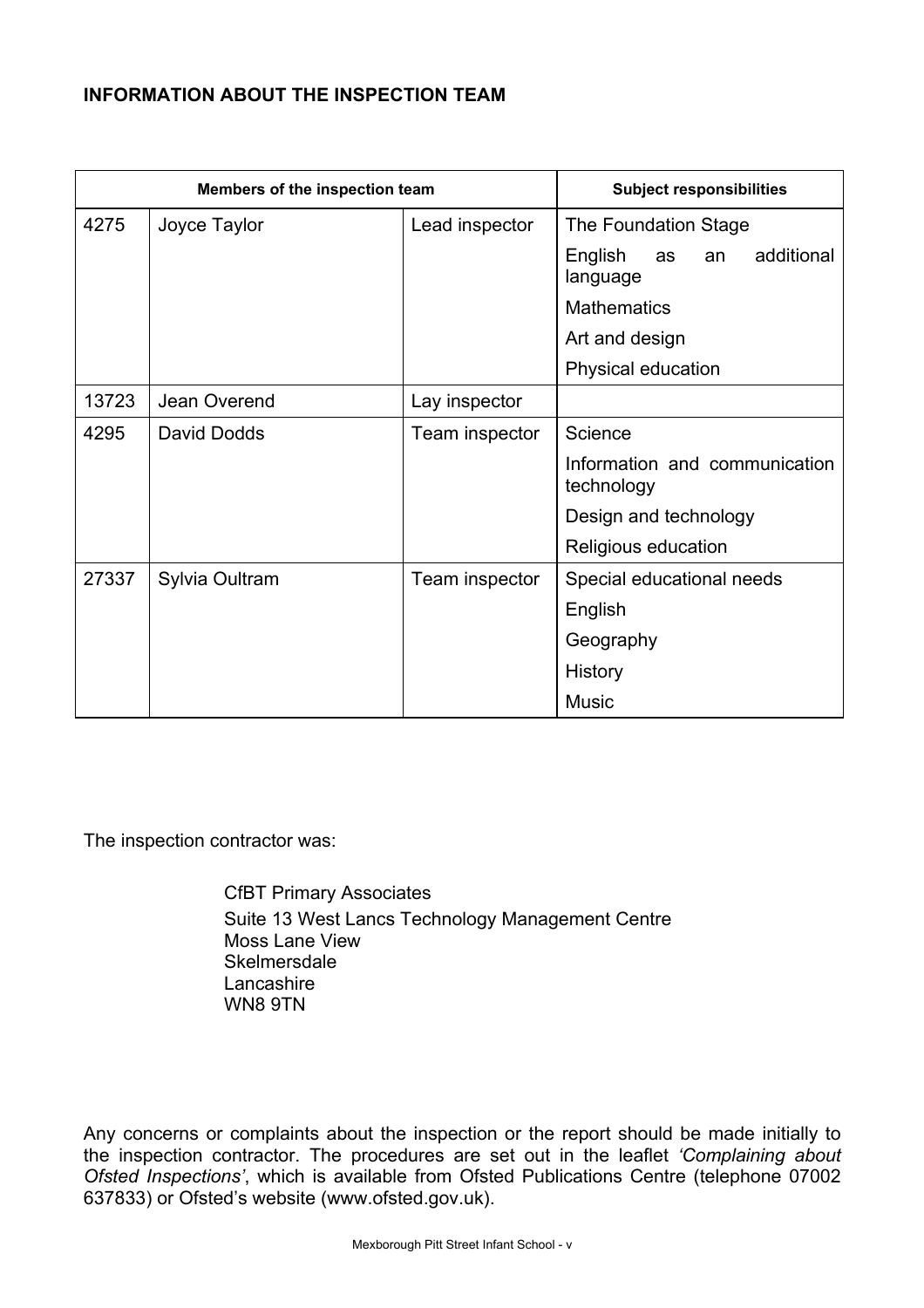**INFORMATION ABOUT THE INSPECTION TEAM**

| Members of the inspection team | | | Subject responsibilities |
|---|---|---|---|
| 4275 | Joyce Taylor | Lead inspector | The Foundation Stage |
| | | | English as an additional language |
| | | | Mathematics |
| | | | Art and design |
| | | | Physical education |
| 13723 | Jean Overend | Lay inspector | |
| 4295 | David Dodds | Team inspector | Science |
| | | | Information and communication technology |
| | | | Design and technology |
| | | | Religious education |
| 27337 | Sylvia Oultram | Team inspector | Special educational needs |
| | | | English |
| | | | Geography |
| | | | History |
| | | | Music |

The inspection contractor was:

CfBT Primary Associates
Suite 13 West Lancs Technology Management Centre
Moss Lane View
Skelmersdale
Lancashire
WN8 9TN

Any concerns or complaints about the inspection or the report should be made initially to the inspection contractor. The procedures are set out in the leaflet *'Complaining about Ofsted Inspections'*, which is available from Ofsted Publications Centre (telephone 07002 637833) or Ofsted's website (www.ofsted.gov.uk).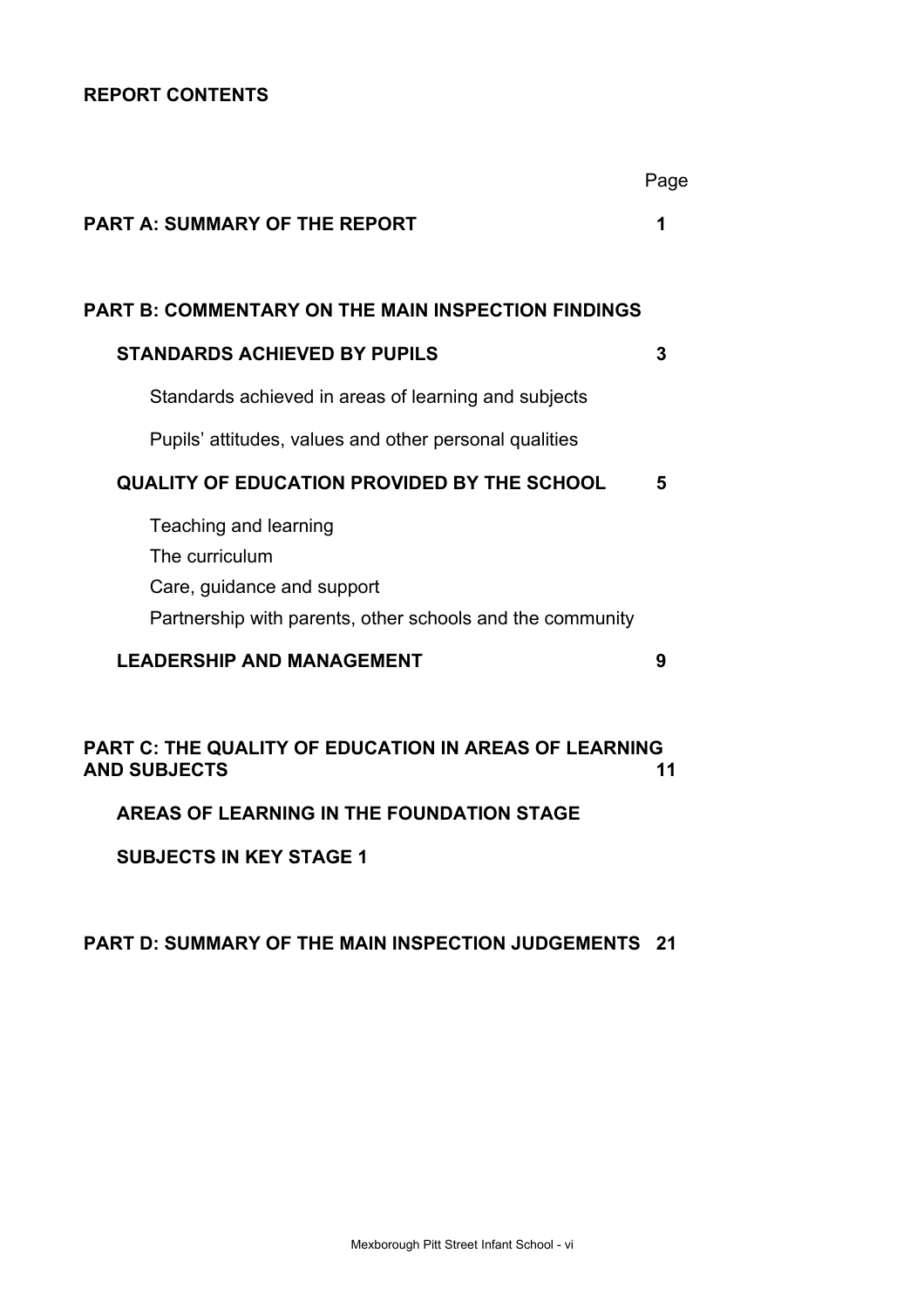# REPORT CONTENTS

| | Page |
|---|---|
| **PART A: SUMMARY OF THE REPORT** | **1** |
| **PART B: COMMENTARY ON THE MAIN INSPECTION FINDINGS** | |
| **STANDARDS ACHIEVED BY PUPILS** | **3** |
| Standards achieved in areas of learning and subjects | |
| Pupils' attitudes, values and other personal qualities | |
| **QUALITY OF EDUCATION PROVIDED BY THE SCHOOL** | **5** |
| Teaching and learning | |
| The curriculum | |
| Care, guidance and support | |
| Partnership with parents, other schools and the community | |
| **LEADERSHIP AND MANAGEMENT** | **9** |
| **PART C: THE QUALITY OF EDUCATION IN AREAS OF LEARNING AND SUBJECTS** | **11** |
| **AREAS OF LEARNING IN THE FOUNDATION STAGE** | |
| **SUBJECTS IN KEY STAGE 1** | |
| **PART D: SUMMARY OF THE MAIN INSPECTION JUDGEMENTS** | **21** |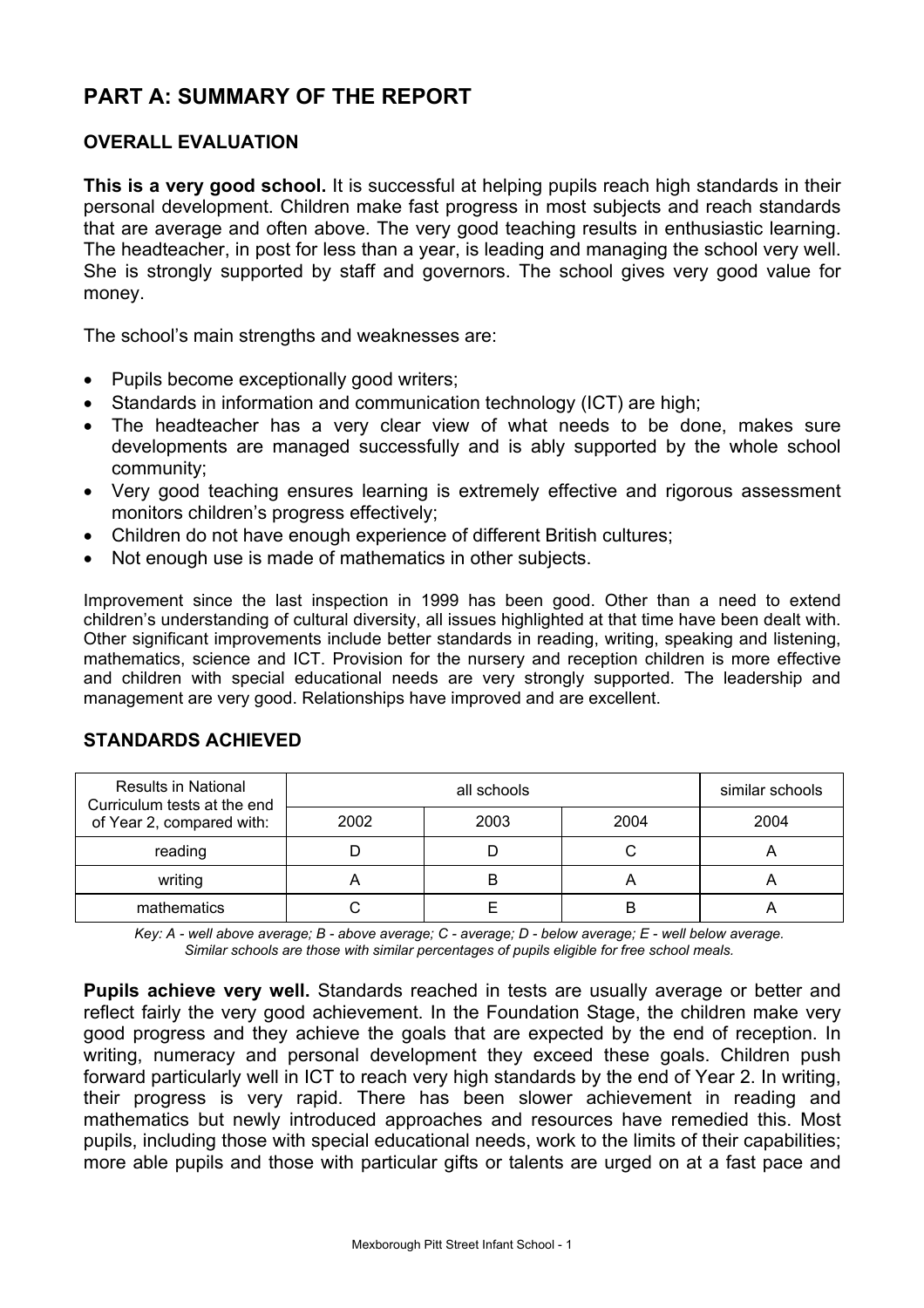# PART A: SUMMARY OF THE REPORT

## OVERALL EVALUATION

**This is a very good school.** It is successful at helping pupils reach high standards in their personal development. Children make fast progress in most subjects and reach standards that are average and often above. The very good teaching results in enthusiastic learning. The headteacher, in post for less than a year, is leading and managing the school very well. She is strongly supported by staff and governors. The school gives very good value for money.

The school's main strengths and weaknesses are:

- Pupils become exceptionally good writers;
- Standards in information and communication technology (ICT) are high;
- The headteacher has a very clear view of what needs to be done, makes sure developments are managed successfully and is ably supported by the whole school community;
- Very good teaching ensures learning is extremely effective and rigorous assessment monitors children's progress effectively;
- Children do not have enough experience of different British cultures;
- Not enough use is made of mathematics in other subjects.

Improvement since the last inspection in 1999 has been good. Other than a need to extend children's understanding of cultural diversity, all issues highlighted at that time have been dealt with. Other significant improvements include better standards in reading, writing, speaking and listening, mathematics, science and ICT. Provision for the nursery and reception children is more effective and children with special educational needs are very strongly supported. The leadership and management are very good. Relationships have improved and are excellent.

## STANDARDS ACHIEVED

| Results in National Curriculum tests at the end of Year 2, compared with: | all schools | | | similar schools |
|---|---|---|---|---|
| | 2002 | 2003 | 2004 | 2004 |
| reading | D | D | C | A |
| writing | A | B | A | A |
| mathematics | C | E | B | A |

*Key: A - well above average; B - above average; C - average; D - below average; E - well below average. Similar schools are those with similar percentages of pupils eligible for free school meals.*

**Pupils achieve very well.** Standards reached in tests are usually average or better and reflect fairly the very good achievement. In the Foundation Stage, the children make very good progress and they achieve the goals that are expected by the end of reception. In writing, numeracy and personal development they exceed these goals. Children push forward particularly well in ICT to reach very high standards by the end of Year 2. In writing, their progress is very rapid. There has been slower achievement in reading and mathematics but newly introduced approaches and resources have remedied this. Most pupils, including those with special educational needs, work to the limits of their capabilities; more able pupils and those with particular gifts or talents are urged on at a fast pace and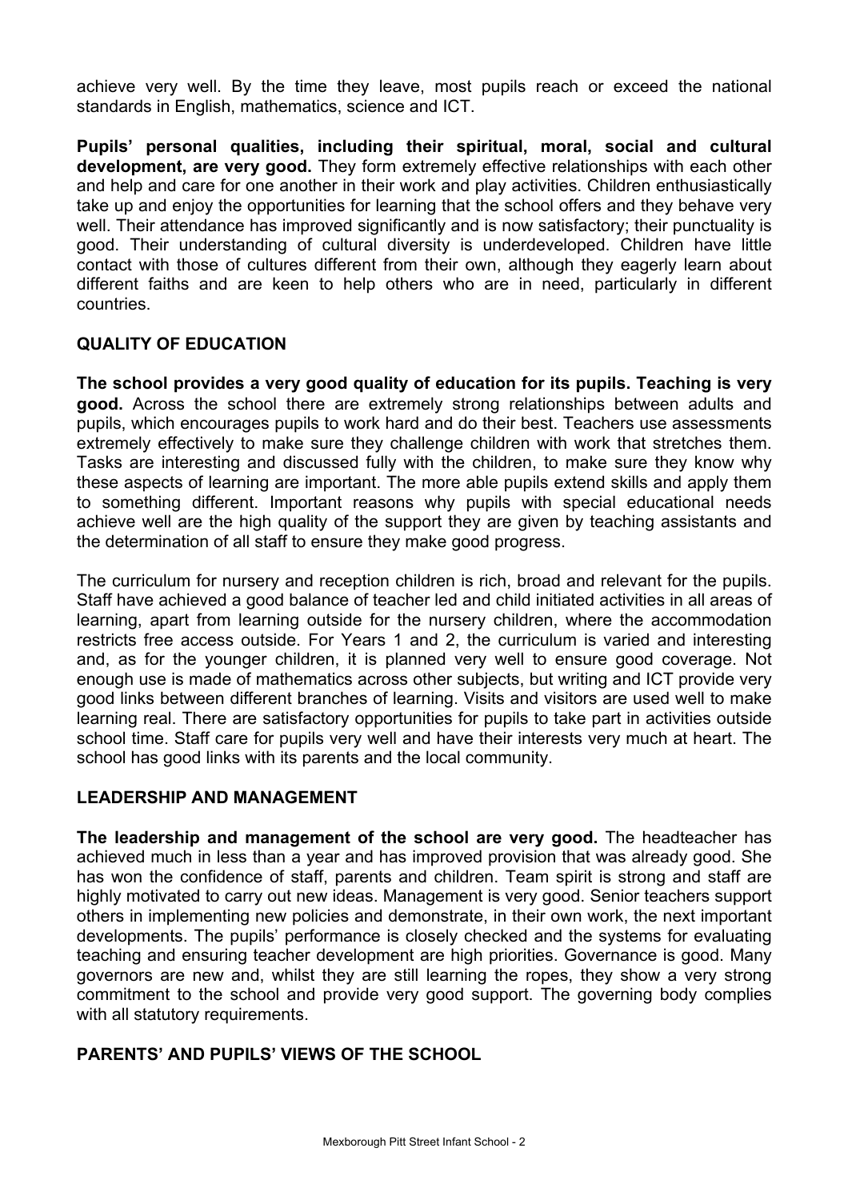achieve very well. By the time they leave, most pupils reach or exceed the national standards in English, mathematics, science and ICT.

**Pupils' personal qualities, including their spiritual, moral, social and cultural development, are very good.** They form extremely effective relationships with each other and help and care for one another in their work and play activities. Children enthusiastically take up and enjoy the opportunities for learning that the school offers and they behave very well. Their attendance has improved significantly and is now satisfactory; their punctuality is good. Their understanding of cultural diversity is underdeveloped. Children have little contact with those of cultures different from their own, although they eagerly learn about different faiths and are keen to help others who are in need, particularly in different countries.

## QUALITY OF EDUCATION

**The school provides a very good quality of education for its pupils. Teaching is very good.** Across the school there are extremely strong relationships between adults and pupils, which encourages pupils to work hard and do their best. Teachers use assessments extremely effectively to make sure they challenge children with work that stretches them. Tasks are interesting and discussed fully with the children, to make sure they know why these aspects of learning are important. The more able pupils extend skills and apply them to something different. Important reasons why pupils with special educational needs achieve well are the high quality of the support they are given by teaching assistants and the determination of all staff to ensure they make good progress.

The curriculum for nursery and reception children is rich, broad and relevant for the pupils. Staff have achieved a good balance of teacher led and child initiated activities in all areas of learning, apart from learning outside for the nursery children, where the accommodation restricts free access outside. For Years 1 and 2, the curriculum is varied and interesting and, as for the younger children, it is planned very well to ensure good coverage. Not enough use is made of mathematics across other subjects, but writing and ICT provide very good links between different branches of learning. Visits and visitors are used well to make learning real. There are satisfactory opportunities for pupils to take part in activities outside school time. Staff care for pupils very well and have their interests very much at heart. The school has good links with its parents and the local community.

## LEADERSHIP AND MANAGEMENT

**The leadership and management of the school are very good.** The headteacher has achieved much in less than a year and has improved provision that was already good. She has won the confidence of staff, parents and children. Team spirit is strong and staff are highly motivated to carry out new ideas. Management is very good. Senior teachers support others in implementing new policies and demonstrate, in their own work, the next important developments. The pupils' performance is closely checked and the systems for evaluating teaching and ensuring teacher development are high priorities. Governance is good. Many governors are new and, whilst they are still learning the ropes, they show a very strong commitment to the school and provide very good support. The governing body complies with all statutory requirements.

## PARENTS' AND PUPILS' VIEWS OF THE SCHOOL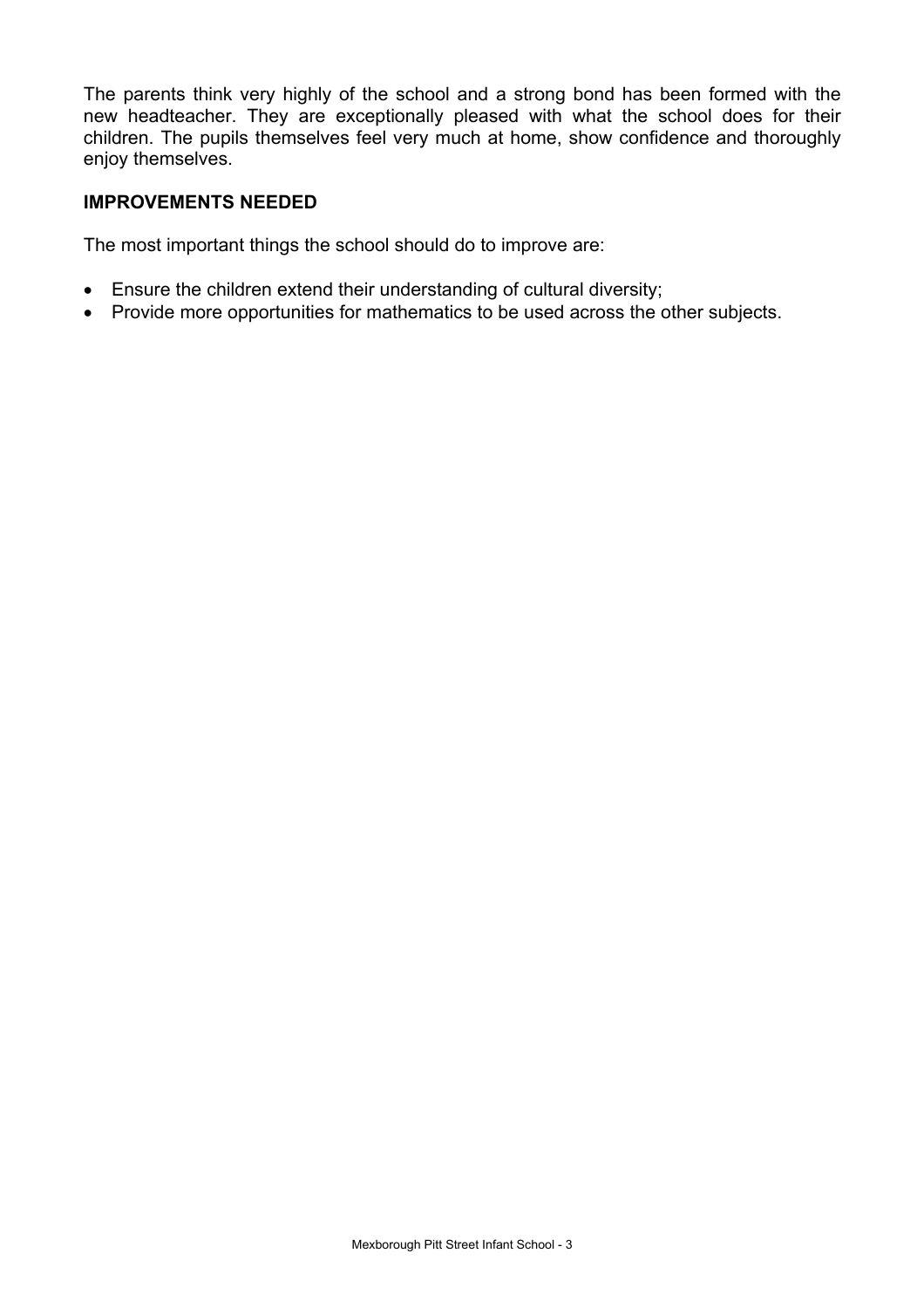The parents think very highly of the school and a strong bond has been formed with the new headteacher. They are exceptionally pleased with what the school does for their children. The pupils themselves feel very much at home, show confidence and thoroughly enjoy themselves.

### IMPROVEMENTS NEEDED

The most important things the school should do to improve are:

- Ensure the children extend their understanding of cultural diversity;
- Provide more opportunities for mathematics to be used across the other subjects.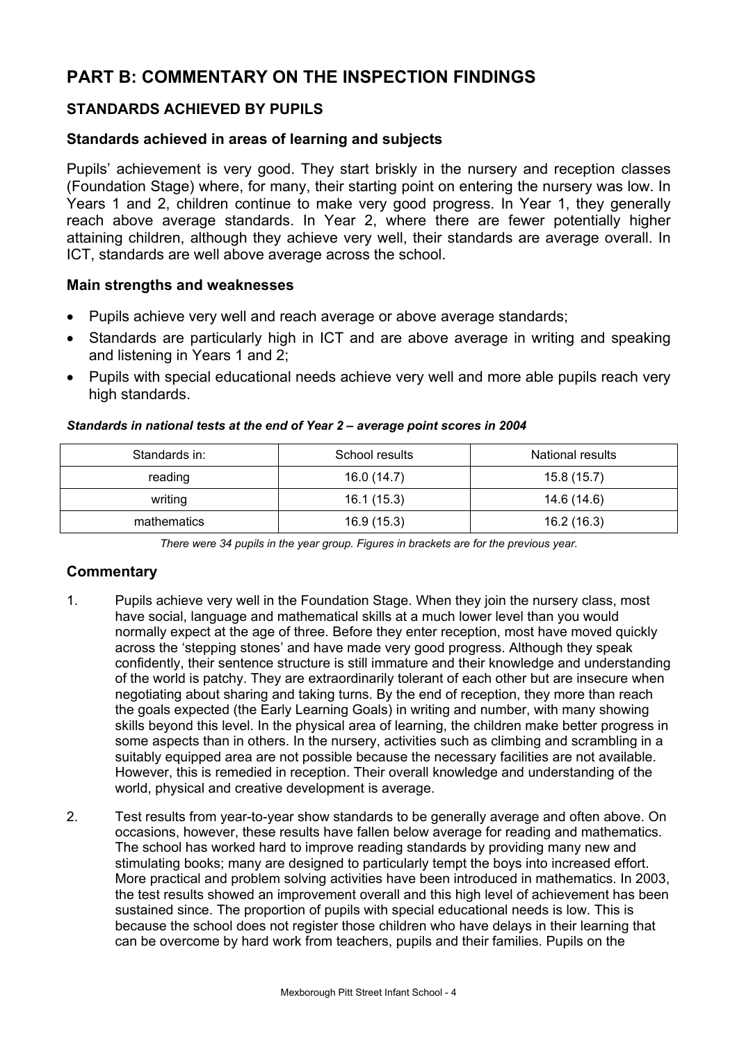# PART B: COMMENTARY ON THE INSPECTION FINDINGS

## STANDARDS ACHIEVED BY PUPILS

### Standards achieved in areas of learning and subjects

Pupils' achievement is very good. They start briskly in the nursery and reception classes (Foundation Stage) where, for many, their starting point on entering the nursery was low. In Years 1 and 2, children continue to make very good progress. In Year 1, they generally reach above average standards. In Year 2, where there are fewer potentially higher attaining children, although they achieve very well, their standards are average overall. In ICT, standards are well above average across the school.

### Main strengths and weaknesses

- Pupils achieve very well and reach average or above average standards;
- Standards are particularly high in ICT and are above average in writing and speaking and listening in Years 1 and 2;
- Pupils with special educational needs achieve very well and more able pupils reach very high standards.

***Standards in national tests at the end of Year 2 – average point scores in 2004***

| Standards in: | School results | National results |
| --- | --- | --- |
| reading | 16.0 (14.7) | 15.8 (15.7) |
| writing | 16.1 (15.3) | 14.6 (14.6) |
| mathematics | 16.9 (15.3) | 16.2 (16.3) |

*There were 34 pupils in the year group. Figures in brackets are for the previous year.*

### Commentary

1. Pupils achieve very well in the Foundation Stage. When they join the nursery class, most have social, language and mathematical skills at a much lower level than you would normally expect at the age of three. Before they enter reception, most have moved quickly across the 'stepping stones' and have made very good progress. Although they speak confidently, their sentence structure is still immature and their knowledge and understanding of the world is patchy. They are extraordinarily tolerant of each other but are insecure when negotiating about sharing and taking turns. By the end of reception, they more than reach the goals expected (the Early Learning Goals) in writing and number, with many showing skills beyond this level. In the physical area of learning, the children make better progress in some aspects than in others. In the nursery, activities such as climbing and scrambling in a suitably equipped area are not possible because the necessary facilities are not available. However, this is remedied in reception. Their overall knowledge and understanding of the world, physical and creative development is average.

2. Test results from year-to-year show standards to be generally average and often above. On occasions, however, these results have fallen below average for reading and mathematics. The school has worked hard to improve reading standards by providing many new and stimulating books; many are designed to particularly tempt the boys into increased effort. More practical and problem solving activities have been introduced in mathematics. In 2003, the test results showed an improvement overall and this high level of achievement has been sustained since. The proportion of pupils with special educational needs is low. This is because the school does not register those children who have delays in their learning that can be overcome by hard work from teachers, pupils and their families. Pupils on the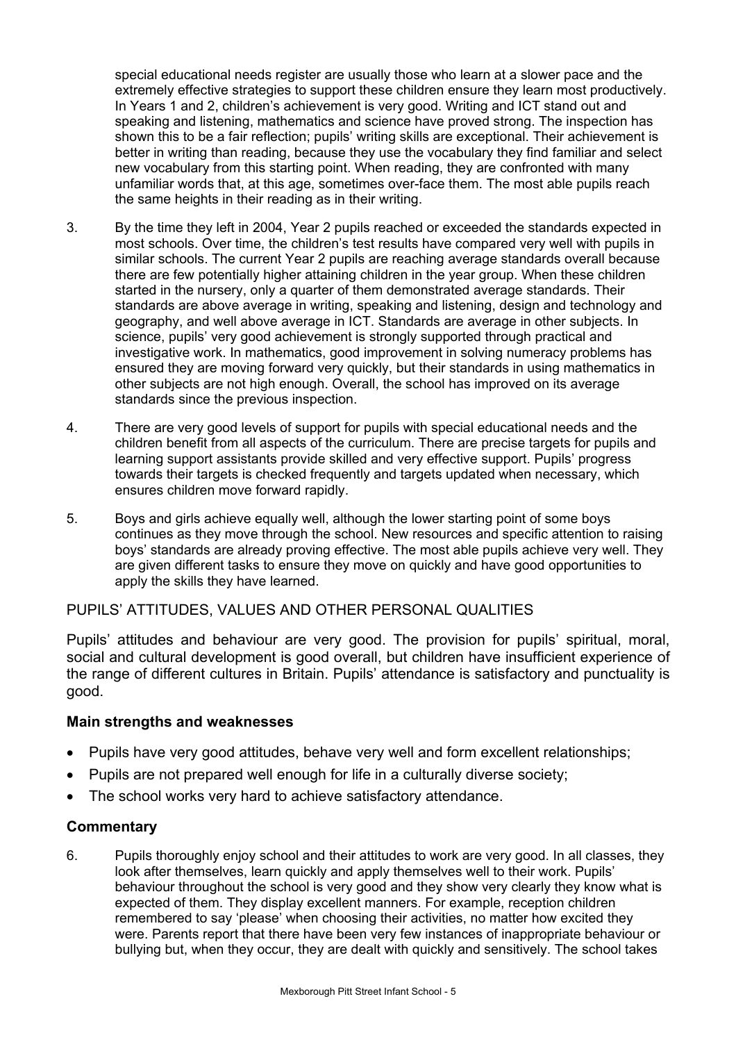special educational needs register are usually those who learn at a slower pace and the extremely effective strategies to support these children ensure they learn most productively. In Years 1 and 2, children's achievement is very good. Writing and ICT stand out and speaking and listening, mathematics and science have proved strong. The inspection has shown this to be a fair reflection; pupils' writing skills are exceptional. Their achievement is better in writing than reading, because they use the vocabulary they find familiar and select new vocabulary from this starting point. When reading, they are confronted with many unfamiliar words that, at this age, sometimes over-face them. The most able pupils reach the same heights in their reading as in their writing.

3. By the time they left in 2004, Year 2 pupils reached or exceeded the standards expected in most schools. Over time, the children's test results have compared very well with pupils in similar schools. The current Year 2 pupils are reaching average standards overall because there are few potentially higher attaining children in the year group. When these children started in the nursery, only a quarter of them demonstrated average standards. Their standards are above average in writing, speaking and listening, design and technology and geography, and well above average in ICT. Standards are average in other subjects. In science, pupils' very good achievement is strongly supported through practical and investigative work. In mathematics, good improvement in solving numeracy problems has ensured they are moving forward very quickly, but their standards in using mathematics in other subjects are not high enough. Overall, the school has improved on its average standards since the previous inspection.

4. There are very good levels of support for pupils with special educational needs and the children benefit from all aspects of the curriculum. There are precise targets for pupils and learning support assistants provide skilled and very effective support. Pupils' progress towards their targets is checked frequently and targets updated when necessary, which ensures children move forward rapidly.

5. Boys and girls achieve equally well, although the lower starting point of some boys continues as they move through the school. New resources and specific attention to raising boys' standards are already proving effective. The most able pupils achieve very well. They are given different tasks to ensure they move on quickly and have good opportunities to apply the skills they have learned.

## PUPILS' ATTITUDES, VALUES AND OTHER PERSONAL QUALITIES

Pupils' attitudes and behaviour are very good. The provision for pupils' spiritual, moral, social and cultural development is good overall, but children have insufficient experience of the range of different cultures in Britain. Pupils' attendance is satisfactory and punctuality is good.

### Main strengths and weaknesses

- Pupils have very good attitudes, behave very well and form excellent relationships;
- Pupils are not prepared well enough for life in a culturally diverse society;
- The school works very hard to achieve satisfactory attendance.

### Commentary

6. Pupils thoroughly enjoy school and their attitudes to work are very good. In all classes, they look after themselves, learn quickly and apply themselves well to their work. Pupils' behaviour throughout the school is very good and they show very clearly they know what is expected of them. They display excellent manners. For example, reception children remembered to say 'please' when choosing their activities, no matter how excited they were. Parents report that there have been very few instances of inappropriate behaviour or bullying but, when they occur, they are dealt with quickly and sensitively. The school takes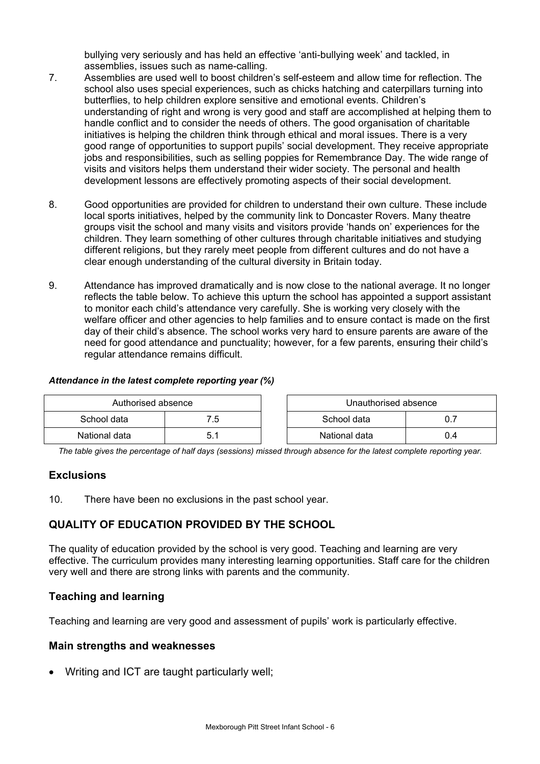bullying very seriously and has held an effective 'anti-bullying week' and tackled, in assemblies, issues such as name-calling.

7. Assemblies are used well to boost children's self-esteem and allow time for reflection. The school also uses special experiences, such as chicks hatching and caterpillars turning into butterflies, to help children explore sensitive and emotional events. Children's understanding of right and wrong is very good and staff are accomplished at helping them to handle conflict and to consider the needs of others. The good organisation of charitable initiatives is helping the children think through ethical and moral issues. There is a very good range of opportunities to support pupils' social development. They receive appropriate jobs and responsibilities, such as selling poppies for Remembrance Day. The wide range of visits and visitors helps them understand their wider society. The personal and health development lessons are effectively promoting aspects of their social development.

8. Good opportunities are provided for children to understand their own culture. These include local sports initiatives, helped by the community link to Doncaster Rovers. Many theatre groups visit the school and many visits and visitors provide 'hands on' experiences for the children. They learn something of other cultures through charitable initiatives and studying different religions, but they rarely meet people from different cultures and do not have a clear enough understanding of the cultural diversity in Britain today.

9. Attendance has improved dramatically and is now close to the national average. It no longer reflects the table below. To achieve this upturn the school has appointed a support assistant to monitor each child's attendance very carefully. She is working very closely with the welfare officer and other agencies to help families and to ensure contact is made on the first day of their child's absence. The school works very hard to ensure parents are aware of the need for good attendance and punctuality; however, for a few parents, ensuring their child's regular attendance remains difficult.

***Attendance in the latest complete reporting year (%)***

| Authorised absence | |
|---|---|
| School data | 7.5 |
| National data | 5.1 |

| Unauthorised absence | |
|---|---|
| School data | 0.7 |
| National data | 0.4 |

*The table gives the percentage of half days (sessions) missed through absence for the latest complete reporting year.*

## Exclusions

10. There have been no exclusions in the past school year.

## QUALITY OF EDUCATION PROVIDED BY THE SCHOOL

The quality of education provided by the school is very good. Teaching and learning are very effective. The curriculum provides many interesting learning opportunities. Staff care for the children very well and there are strong links with parents and the community.

### Teaching and learning

Teaching and learning are very good and assessment of pupils' work is particularly effective.

### Main strengths and weaknesses

- Writing and ICT are taught particularly well;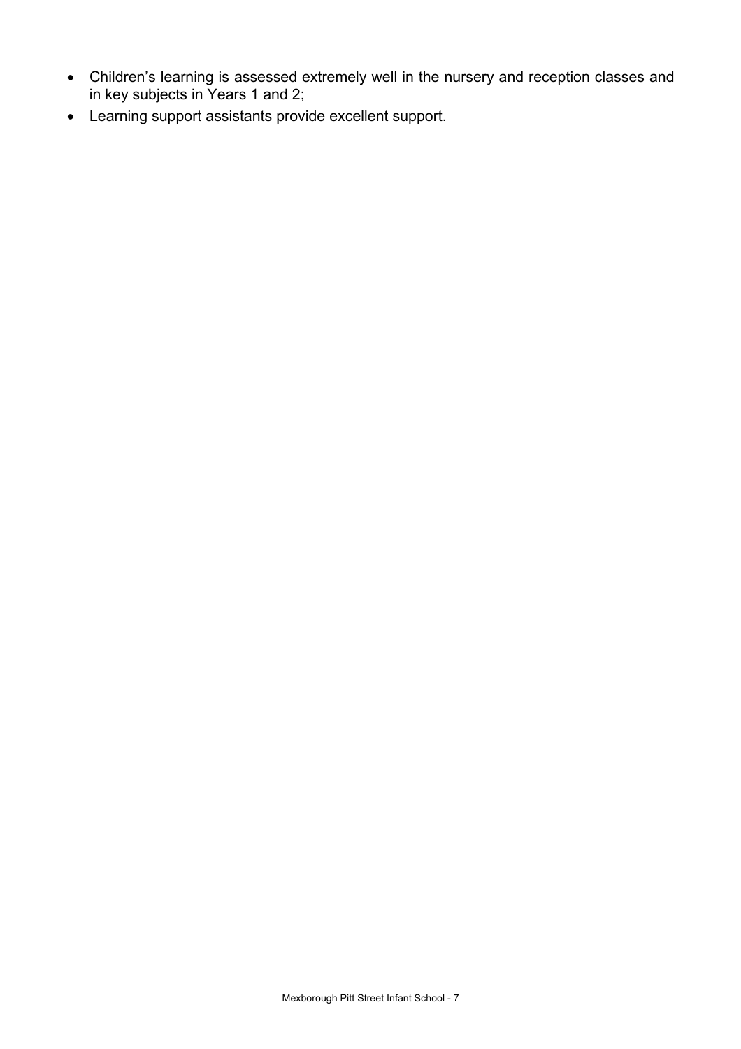- Children's learning is assessed extremely well in the nursery and reception classes and in key subjects in Years 1 and 2;
- Learning support assistants provide excellent support.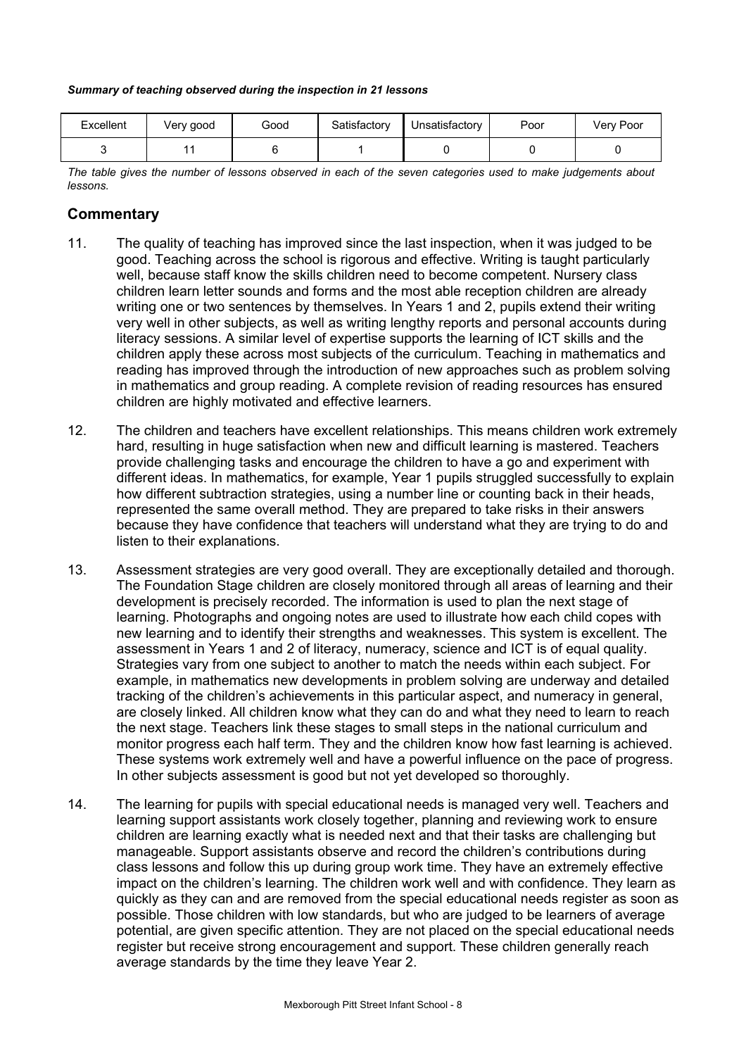***Summary of teaching observed during the inspection in 21 lessons***

| Excellent | Very good | Good | Satisfactory | Unsatisfactory | Poor | Very Poor |
|---|---|---|---|---|---|---|
| 3 | 11 | 6 | 1 | 0 | 0 | 0 |

*The table gives the number of lessons observed in each of the seven categories used to make judgements about lessons.*

## Commentary

11. The quality of teaching has improved since the last inspection, when it was judged to be good. Teaching across the school is rigorous and effective. Writing is taught particularly well, because staff know the skills children need to become competent. Nursery class children learn letter sounds and forms and the most able reception children are already writing one or two sentences by themselves. In Years 1 and 2, pupils extend their writing very well in other subjects, as well as writing lengthy reports and personal accounts during literacy sessions. A similar level of expertise supports the learning of ICT skills and the children apply these across most subjects of the curriculum. Teaching in mathematics and reading has improved through the introduction of new approaches such as problem solving in mathematics and group reading. A complete revision of reading resources has ensured children are highly motivated and effective learners.

12. The children and teachers have excellent relationships. This means children work extremely hard, resulting in huge satisfaction when new and difficult learning is mastered. Teachers provide challenging tasks and encourage the children to have a go and experiment with different ideas. In mathematics, for example, Year 1 pupils struggled successfully to explain how different subtraction strategies, using a number line or counting back in their heads, represented the same overall method. They are prepared to take risks in their answers because they have confidence that teachers will understand what they are trying to do and listen to their explanations.

13. Assessment strategies are very good overall. They are exceptionally detailed and thorough. The Foundation Stage children are closely monitored through all areas of learning and their development is precisely recorded. The information is used to plan the next stage of learning. Photographs and ongoing notes are used to illustrate how each child copes with new learning and to identify their strengths and weaknesses. This system is excellent. The assessment in Years 1 and 2 of literacy, numeracy, science and ICT is of equal quality. Strategies vary from one subject to another to match the needs within each subject. For example, in mathematics new developments in problem solving are underway and detailed tracking of the children's achievements in this particular aspect, and numeracy in general, are closely linked. All children know what they can do and what they need to learn to reach the next stage. Teachers link these stages to small steps in the national curriculum and monitor progress each half term. They and the children know how fast learning is achieved. These systems work extremely well and have a powerful influence on the pace of progress. In other subjects assessment is good but not yet developed so thoroughly.

14. The learning for pupils with special educational needs is managed very well. Teachers and learning support assistants work closely together, planning and reviewing work to ensure children are learning exactly what is needed next and that their tasks are challenging but manageable. Support assistants observe and record the children's contributions during class lessons and follow this up during group work time. They have an extremely effective impact on the children's learning. The children work well and with confidence. They learn as quickly as they can and are removed from the special educational needs register as soon as possible. Those children with low standards, but who are judged to be learners of average potential, are given specific attention. They are not placed on the special educational needs register but receive strong encouragement and support. These children generally reach average standards by the time they leave Year 2.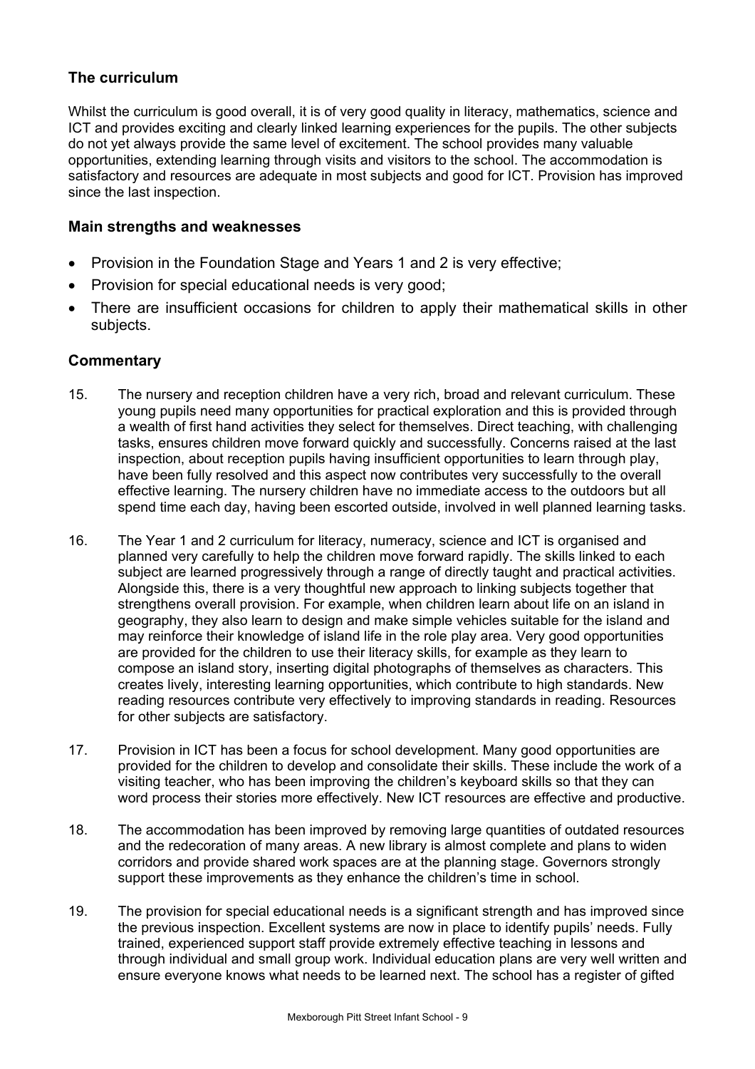## The curriculum

Whilst the curriculum is good overall, it is of very good quality in literacy, mathematics, science and ICT and provides exciting and clearly linked learning experiences for the pupils. The other subjects do not yet always provide the same level of excitement. The school provides many valuable opportunities, extending learning through visits and visitors to the school. The accommodation is satisfactory and resources are adequate in most subjects and good for ICT. Provision has improved since the last inspection.

### Main strengths and weaknesses

- Provision in the Foundation Stage and Years 1 and 2 is very effective;
- Provision for special educational needs is very good;
- There are insufficient occasions for children to apply their mathematical skills in other subjects.

### Commentary

15. The nursery and reception children have a very rich, broad and relevant curriculum. These young pupils need many opportunities for practical exploration and this is provided through a wealth of first hand activities they select for themselves. Direct teaching, with challenging tasks, ensures children move forward quickly and successfully. Concerns raised at the last inspection, about reception pupils having insufficient opportunities to learn through play, have been fully resolved and this aspect now contributes very successfully to the overall effective learning. The nursery children have no immediate access to the outdoors but all spend time each day, having been escorted outside, involved in well planned learning tasks.

16. The Year 1 and 2 curriculum for literacy, numeracy, science and ICT is organised and planned very carefully to help the children move forward rapidly. The skills linked to each subject are learned progressively through a range of directly taught and practical activities. Alongside this, there is a very thoughtful new approach to linking subjects together that strengthens overall provision. For example, when children learn about life on an island in geography, they also learn to design and make simple vehicles suitable for the island and may reinforce their knowledge of island life in the role play area. Very good opportunities are provided for the children to use their literacy skills, for example as they learn to compose an island story, inserting digital photographs of themselves as characters. This creates lively, interesting learning opportunities, which contribute to high standards. New reading resources contribute very effectively to improving standards in reading. Resources for other subjects are satisfactory.

17. Provision in ICT has been a focus for school development. Many good opportunities are provided for the children to develop and consolidate their skills. These include the work of a visiting teacher, who has been improving the children's keyboard skills so that they can word process their stories more effectively. New ICT resources are effective and productive.

18. The accommodation has been improved by removing large quantities of outdated resources and the redecoration of many areas. A new library is almost complete and plans to widen corridors and provide shared work spaces are at the planning stage. Governors strongly support these improvements as they enhance the children's time in school.

19. The provision for special educational needs is a significant strength and has improved since the previous inspection. Excellent systems are now in place to identify pupils' needs. Fully trained, experienced support staff provide extremely effective teaching in lessons and through individual and small group work. Individual education plans are very well written and ensure everyone knows what needs to be learned next. The school has a register of gifted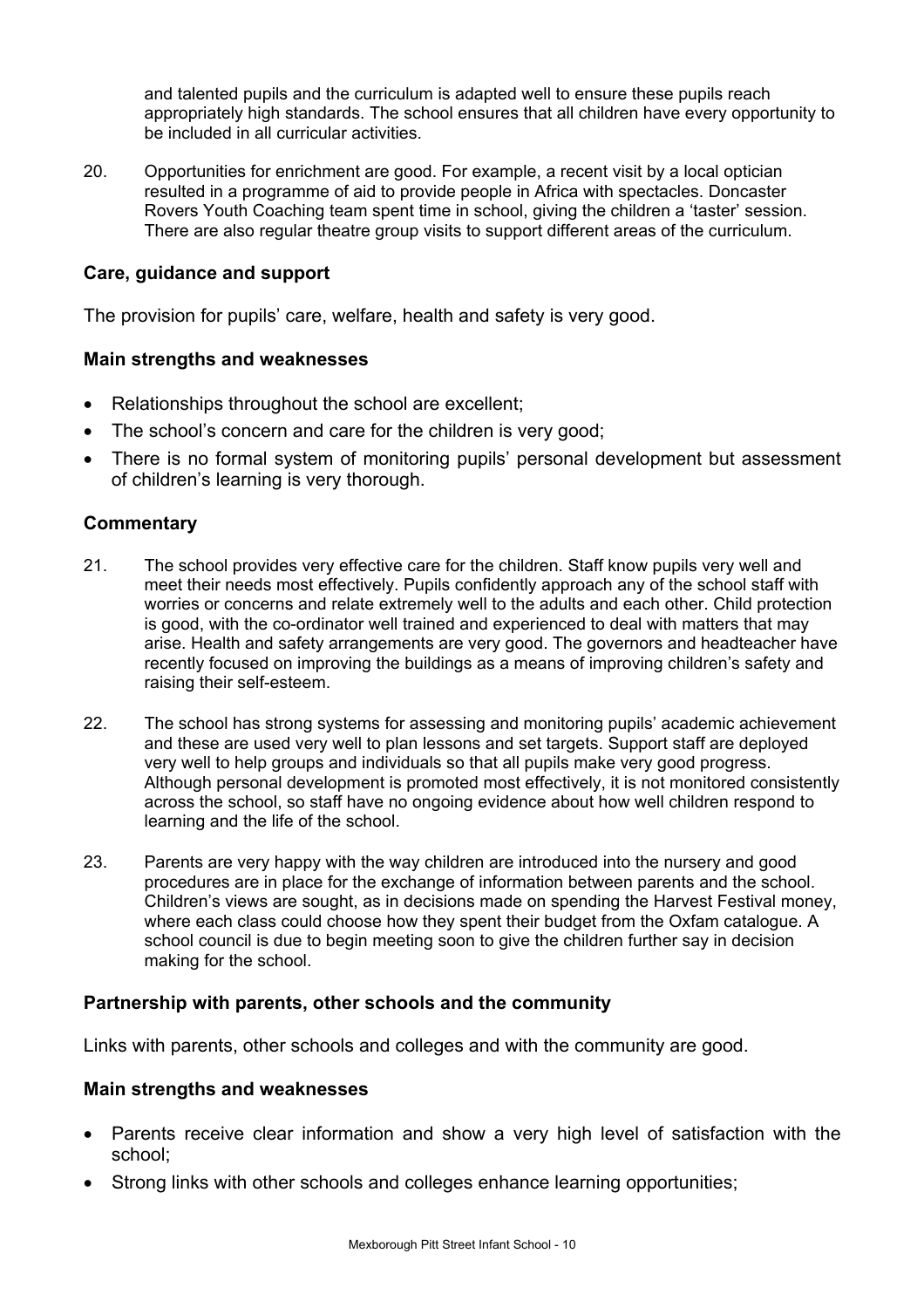and talented pupils and the curriculum is adapted well to ensure these pupils reach appropriately high standards. The school ensures that all children have every opportunity to be included in all curricular activities.

20. Opportunities for enrichment are good. For example, a recent visit by a local optician resulted in a programme of aid to provide people in Africa with spectacles. Doncaster Rovers Youth Coaching team spent time in school, giving the children a 'taster' session. There are also regular theatre group visits to support different areas of the curriculum.

### Care, guidance and support

The provision for pupils' care, welfare, health and safety is very good.

#### Main strengths and weaknesses

- Relationships throughout the school are excellent;
- The school's concern and care for the children is very good;
- There is no formal system of monitoring pupils' personal development but assessment of children's learning is very thorough.

#### Commentary

21. The school provides very effective care for the children. Staff know pupils very well and meet their needs most effectively. Pupils confidently approach any of the school staff with worries or concerns and relate extremely well to the adults and each other. Child protection is good, with the co-ordinator well trained and experienced to deal with matters that may arise. Health and safety arrangements are very good. The governors and headteacher have recently focused on improving the buildings as a means of improving children's safety and raising their self-esteem.

22. The school has strong systems for assessing and monitoring pupils' academic achievement and these are used very well to plan lessons and set targets. Support staff are deployed very well to help groups and individuals so that all pupils make very good progress. Although personal development is promoted most effectively, it is not monitored consistently across the school, so staff have no ongoing evidence about how well children respond to learning and the life of the school.

23. Parents are very happy with the way children are introduced into the nursery and good procedures are in place for the exchange of information between parents and the school. Children's views are sought, as in decisions made on spending the Harvest Festival money, where each class could choose how they spent their budget from the Oxfam catalogue. A school council is due to begin meeting soon to give the children further say in decision making for the school.

### Partnership with parents, other schools and the community

Links with parents, other schools and colleges and with the community are good.

#### Main strengths and weaknesses

- Parents receive clear information and show a very high level of satisfaction with the school;
- Strong links with other schools and colleges enhance learning opportunities;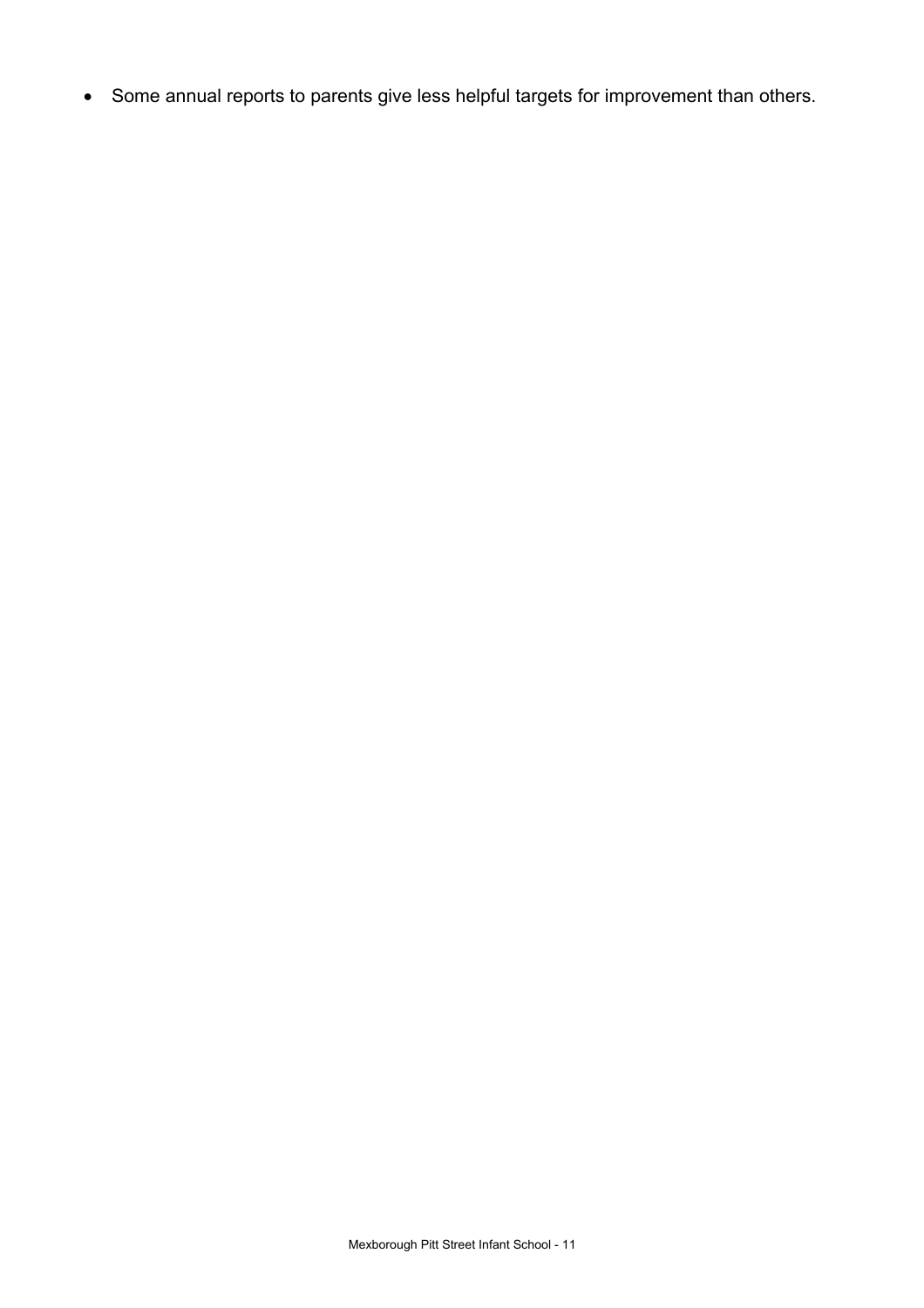- Some annual reports to parents give less helpful targets for improvement than others.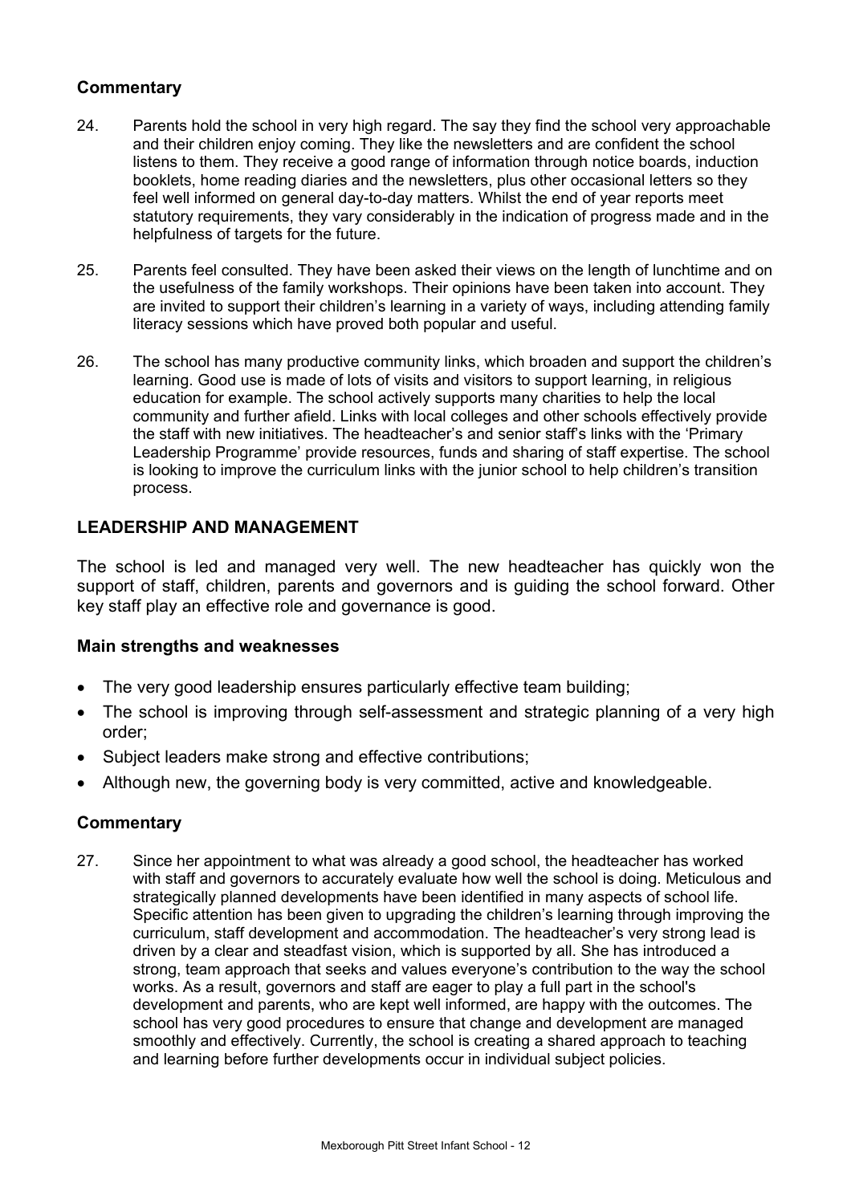### Commentary

24. Parents hold the school in very high regard. The say they find the school very approachable and their children enjoy coming. They like the newsletters and are confident the school listens to them. They receive a good range of information through notice boards, induction booklets, home reading diaries and the newsletters, plus other occasional letters so they feel well informed on general day-to-day matters. Whilst the end of year reports meet statutory requirements, they vary considerably in the indication of progress made and in the helpfulness of targets for the future.

25. Parents feel consulted. They have been asked their views on the length of lunchtime and on the usefulness of the family workshops. Their opinions have been taken into account. They are invited to support their children's learning in a variety of ways, including attending family literacy sessions which have proved both popular and useful.

26. The school has many productive community links, which broaden and support the children's learning. Good use is made of lots of visits and visitors to support learning, in religious education for example. The school actively supports many charities to help the local community and further afield. Links with local colleges and other schools effectively provide the staff with new initiatives. The headteacher's and senior staff's links with the 'Primary Leadership Programme' provide resources, funds and sharing of staff expertise. The school is looking to improve the curriculum links with the junior school to help children's transition process.

## LEADERSHIP AND MANAGEMENT

The school is led and managed very well. The new headteacher has quickly won the support of staff, children, parents and governors and is guiding the school forward. Other key staff play an effective role and governance is good.

### Main strengths and weaknesses

- The very good leadership ensures particularly effective team building;
- The school is improving through self-assessment and strategic planning of a very high order;
- Subject leaders make strong and effective contributions;
- Although new, the governing body is very committed, active and knowledgeable.

### Commentary

27. Since her appointment to what was already a good school, the headteacher has worked with staff and governors to accurately evaluate how well the school is doing. Meticulous and strategically planned developments have been identified in many aspects of school life. Specific attention has been given to upgrading the children's learning through improving the curriculum, staff development and accommodation. The headteacher's very strong lead is driven by a clear and steadfast vision, which is supported by all. She has introduced a strong, team approach that seeks and values everyone's contribution to the way the school works. As a result, governors and staff are eager to play a full part in the school's development and parents, who are kept well informed, are happy with the outcomes. The school has very good procedures to ensure that change and development are managed smoothly and effectively. Currently, the school is creating a shared approach to teaching and learning before further developments occur in individual subject policies.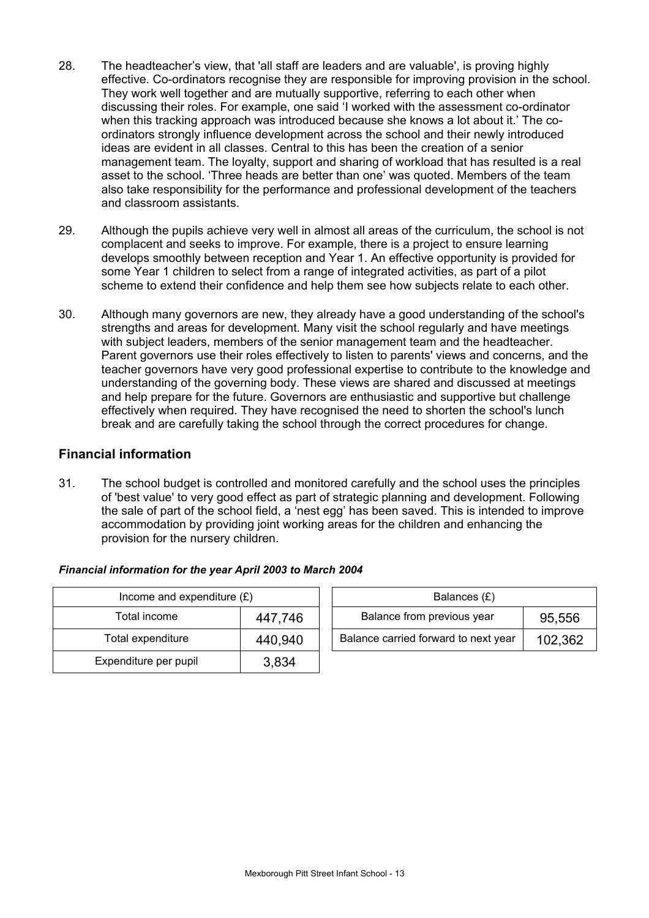28. The headteacher's view, that 'all staff are leaders and are valuable', is proving highly effective. Co-ordinators recognise they are responsible for improving provision in the school. They work well together and are mutually supportive, referring to each other when discussing their roles. For example, one said 'I worked with the assessment co-ordinator when this tracking approach was introduced because she knows a lot about it.' The co-ordinators strongly influence development across the school and their newly introduced ideas are evident in all classes. Central to this has been the creation of a senior management team. The loyalty, support and sharing of workload that has resulted is a real asset to the school. 'Three heads are better than one' was quoted. Members of the team also take responsibility for the performance and professional development of the teachers and classroom assistants.

29. Although the pupils achieve very well in almost all areas of the curriculum, the school is not complacent and seeks to improve. For example, there is a project to ensure learning develops smoothly between reception and Year 1. An effective opportunity is provided for some Year 1 children to select from a range of integrated activities, as part of a pilot scheme to extend their confidence and help them see how subjects relate to each other.

30. Although many governors are new, they already have a good understanding of the school's strengths and areas for development. Many visit the school regularly and have meetings with subject leaders, members of the senior management team and the headteacher. Parent governors use their roles effectively to listen to parents' views and concerns, and the teacher governors have very good professional expertise to contribute to the knowledge and understanding of the governing body. These views are shared and discussed at meetings and help prepare for the future. Governors are enthusiastic and supportive but challenge effectively when required. They have recognised the need to shorten the school's lunch break and are carefully taking the school through the correct procedures for change.

## Financial information

31. The school budget is controlled and monitored carefully and the school uses the principles of 'best value' to very good effect as part of strategic planning and development. Following the sale of part of the school field, a 'nest egg' has been saved. This is intended to improve accommodation by providing joint working areas for the children and enhancing the provision for the nursery children.

***Financial information for the year April 2003 to March 2004***

| Income and expenditure (£) | |
|---|---|
| Total income | 447,746 |
| Total expenditure | 440,940 |
| Expenditure per pupil | 3,834 |

| Balances (£) | |
|---|---|
| Balance from previous year | 95,556 |
| Balance carried forward to next year | 102,362 |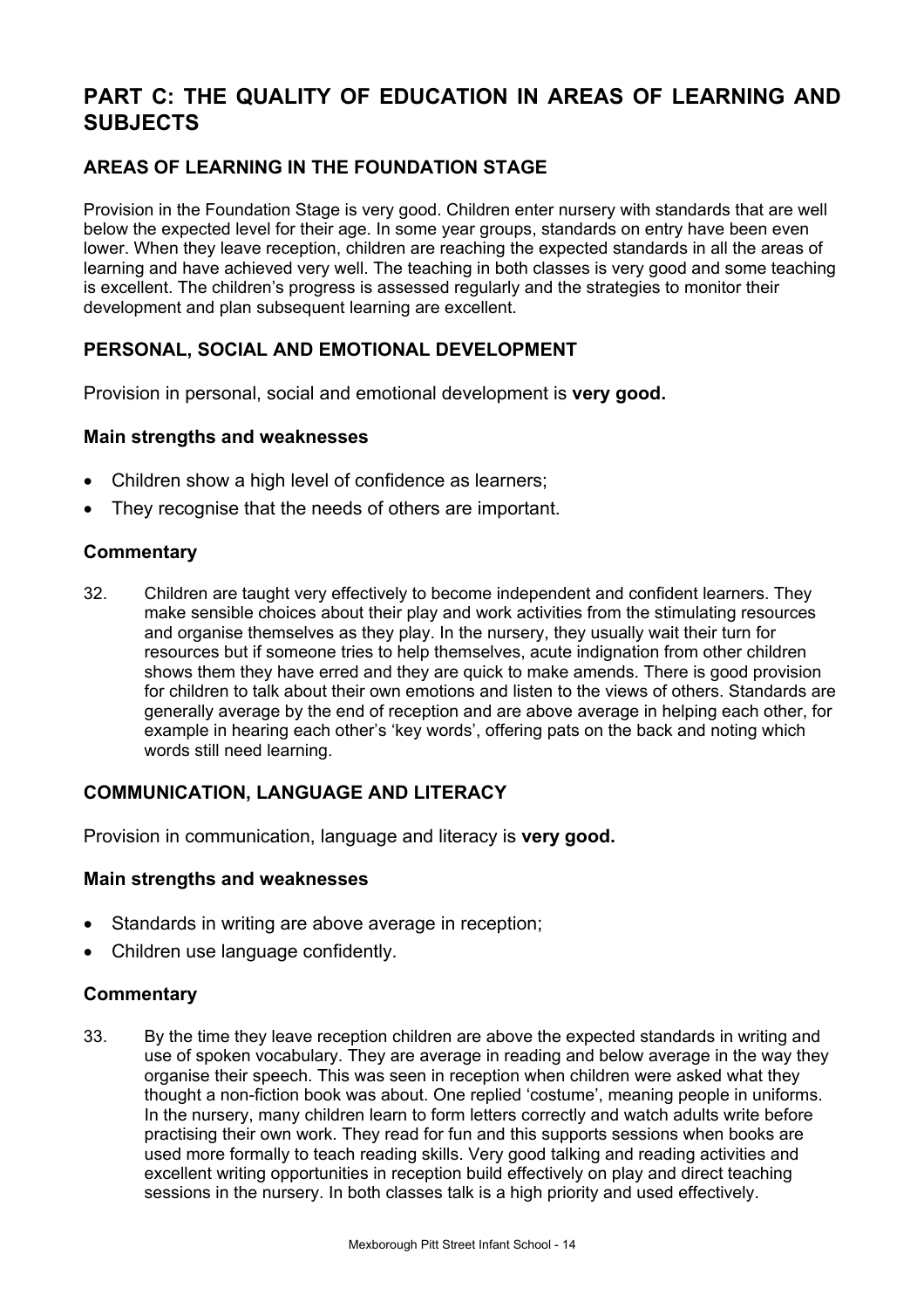# PART C: THE QUALITY OF EDUCATION IN AREAS OF LEARNING AND SUBJECTS

## AREAS OF LEARNING IN THE FOUNDATION STAGE

Provision in the Foundation Stage is very good. Children enter nursery with standards that are well below the expected level for their age. In some year groups, standards on entry have been even lower. When they leave reception, children are reaching the expected standards in all the areas of learning and have achieved very well. The teaching in both classes is very good and some teaching is excellent. The children's progress is assessed regularly and the strategies to monitor their development and plan subsequent learning are excellent.

## PERSONAL, SOCIAL AND EMOTIONAL DEVELOPMENT

Provision in personal, social and emotional development is **very good.**

### Main strengths and weaknesses

- Children show a high level of confidence as learners;
- They recognise that the needs of others are important.

### Commentary

32. Children are taught very effectively to become independent and confident learners. They make sensible choices about their play and work activities from the stimulating resources and organise themselves as they play. In the nursery, they usually wait their turn for resources but if someone tries to help themselves, acute indignation from other children shows them they have erred and they are quick to make amends. There is good provision for children to talk about their own emotions and listen to the views of others. Standards are generally average by the end of reception and are above average in helping each other, for example in hearing each other's 'key words', offering pats on the back and noting which words still need learning.

## COMMUNICATION, LANGUAGE AND LITERACY

Provision in communication, language and literacy is **very good.**

### Main strengths and weaknesses

- Standards in writing are above average in reception;
- Children use language confidently.

### Commentary

33. By the time they leave reception children are above the expected standards in writing and use of spoken vocabulary. They are average in reading and below average in the way they organise their speech. This was seen in reception when children were asked what they thought a non-fiction book was about. One replied 'costume', meaning people in uniforms. In the nursery, many children learn to form letters correctly and watch adults write before practising their own work. They read for fun and this supports sessions when books are used more formally to teach reading skills. Very good talking and reading activities and excellent writing opportunities in reception build effectively on play and direct teaching sessions in the nursery. In both classes talk is a high priority and used effectively.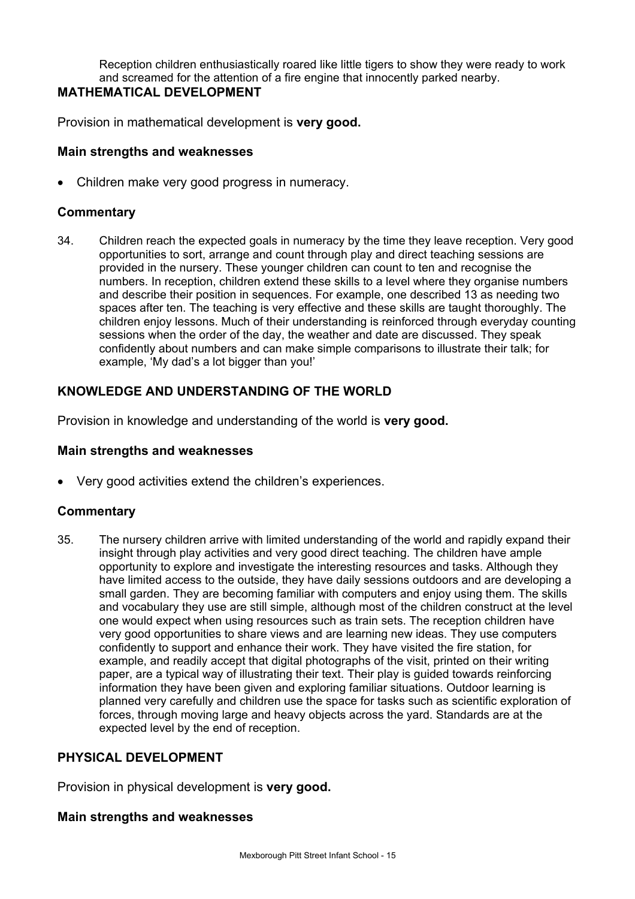Reception children enthusiastically roared like little tigers to show they were ready to work and screamed for the attention of a fire engine that innocently parked nearby.

## MATHEMATICAL DEVELOPMENT

Provision in mathematical development is **very good.**

### Main strengths and weaknesses

- Children make very good progress in numeracy.

### Commentary

34. Children reach the expected goals in numeracy by the time they leave reception. Very good opportunities to sort, arrange and count through play and direct teaching sessions are provided in the nursery. These younger children can count to ten and recognise the numbers. In reception, children extend these skills to a level where they organise numbers and describe their position in sequences. For example, one described 13 as needing two spaces after ten. The teaching is very effective and these skills are taught thoroughly. The children enjoy lessons. Much of their understanding is reinforced through everyday counting sessions when the order of the day, the weather and date are discussed. They speak confidently about numbers and can make simple comparisons to illustrate their talk; for example, 'My dad's a lot bigger than you!'

## KNOWLEDGE AND UNDERSTANDING OF THE WORLD

Provision in knowledge and understanding of the world is **very good.**

### Main strengths and weaknesses

- Very good activities extend the children's experiences.

### Commentary

35. The nursery children arrive with limited understanding of the world and rapidly expand their insight through play activities and very good direct teaching. The children have ample opportunity to explore and investigate the interesting resources and tasks. Although they have limited access to the outside, they have daily sessions outdoors and are developing a small garden. They are becoming familiar with computers and enjoy using them. The skills and vocabulary they use are still simple, although most of the children construct at the level one would expect when using resources such as train sets. The reception children have very good opportunities to share views and are learning new ideas. They use computers confidently to support and enhance their work. They have visited the fire station, for example, and readily accept that digital photographs of the visit, printed on their writing paper, are a typical way of illustrating their text. Their play is guided towards reinforcing information they have been given and exploring familiar situations. Outdoor learning is planned very carefully and children use the space for tasks such as scientific exploration of forces, through moving large and heavy objects across the yard. Standards are at the expected level by the end of reception.

## PHYSICAL DEVELOPMENT

Provision in physical development is **very good.**

### Main strengths and weaknesses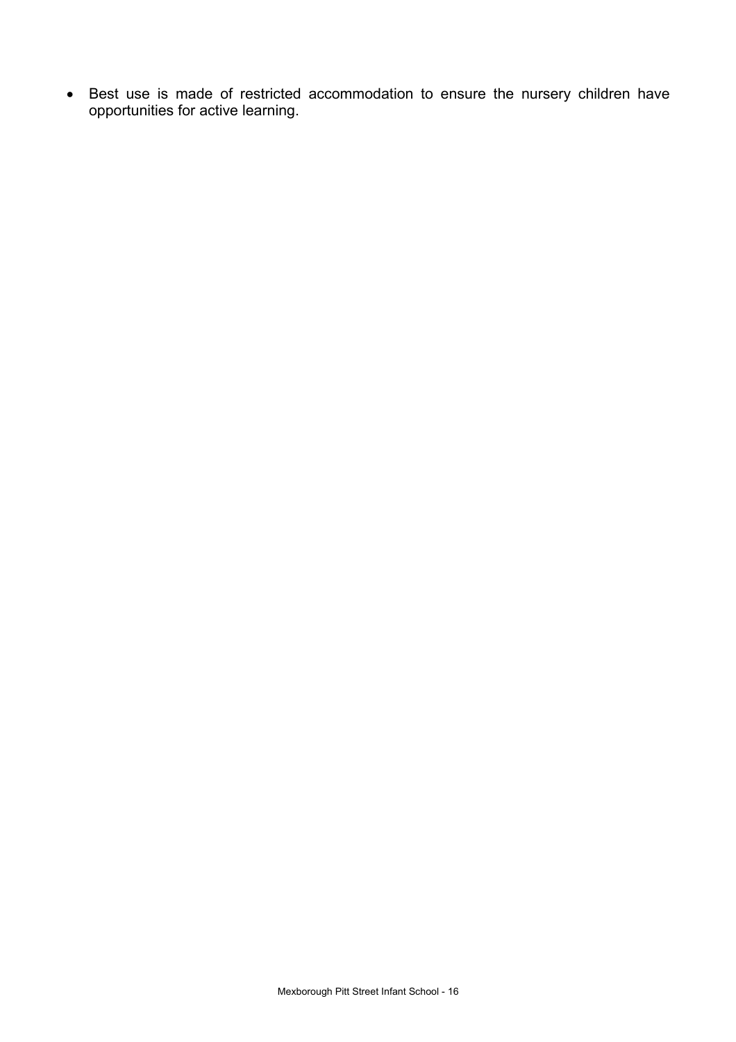- Best use is made of restricted accommodation to ensure the nursery children have opportunities for active learning.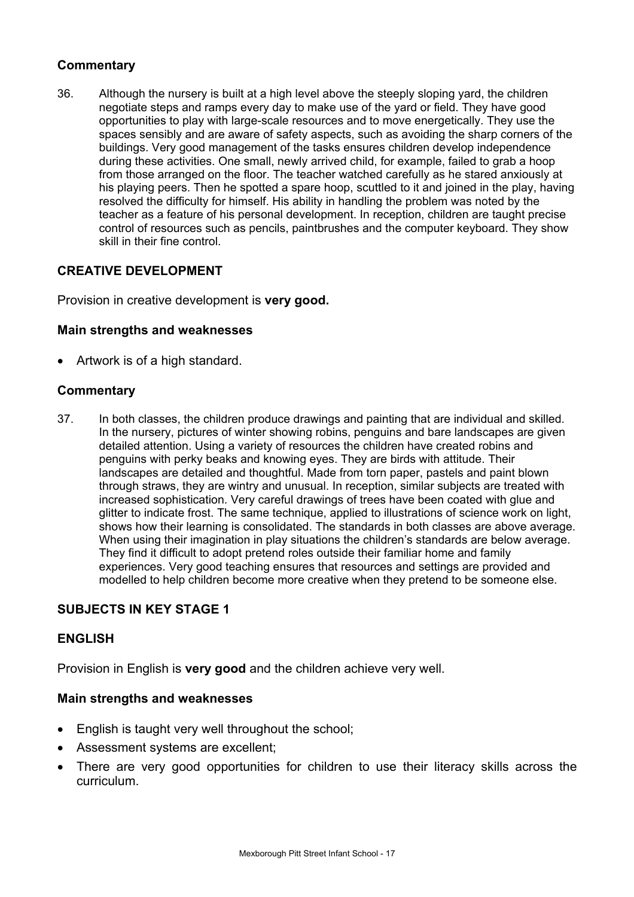### Commentary

36. Although the nursery is built at a high level above the steeply sloping yard, the children negotiate steps and ramps every day to make use of the yard or field. They have good opportunities to play with large-scale resources and to move energetically. They use the spaces sensibly and are aware of safety aspects, such as avoiding the sharp corners of the buildings. Very good management of the tasks ensures children develop independence during these activities. One small, newly arrived child, for example, failed to grab a hoop from those arranged on the floor. The teacher watched carefully as he stared anxiously at his playing peers. Then he spotted a spare hoop, scuttled to it and joined in the play, having resolved the difficulty for himself. His ability in handling the problem was noted by the teacher as a feature of his personal development. In reception, children are taught precise control of resources such as pencils, paintbrushes and the computer keyboard. They show skill in their fine control.

## CREATIVE DEVELOPMENT

Provision in creative development is **very good.**

### Main strengths and weaknesses

- Artwork is of a high standard.

### Commentary

37. In both classes, the children produce drawings and painting that are individual and skilled. In the nursery, pictures of winter showing robins, penguins and bare landscapes are given detailed attention. Using a variety of resources the children have created robins and penguins with perky beaks and knowing eyes. They are birds with attitude. Their landscapes are detailed and thoughtful. Made from torn paper, pastels and paint blown through straws, they are wintry and unusual. In reception, similar subjects are treated with increased sophistication. Very careful drawings of trees have been coated with glue and glitter to indicate frost. The same technique, applied to illustrations of science work on light, shows how their learning is consolidated. The standards in both classes are above average. When using their imagination in play situations the children's standards are below average. They find it difficult to adopt pretend roles outside their familiar home and family experiences. Very good teaching ensures that resources and settings are provided and modelled to help children become more creative when they pretend to be someone else.

## SUBJECTS IN KEY STAGE 1

## ENGLISH

Provision in English is **very good** and the children achieve very well.

### Main strengths and weaknesses

- English is taught very well throughout the school;
- Assessment systems are excellent;
- There are very good opportunities for children to use their literacy skills across the curriculum.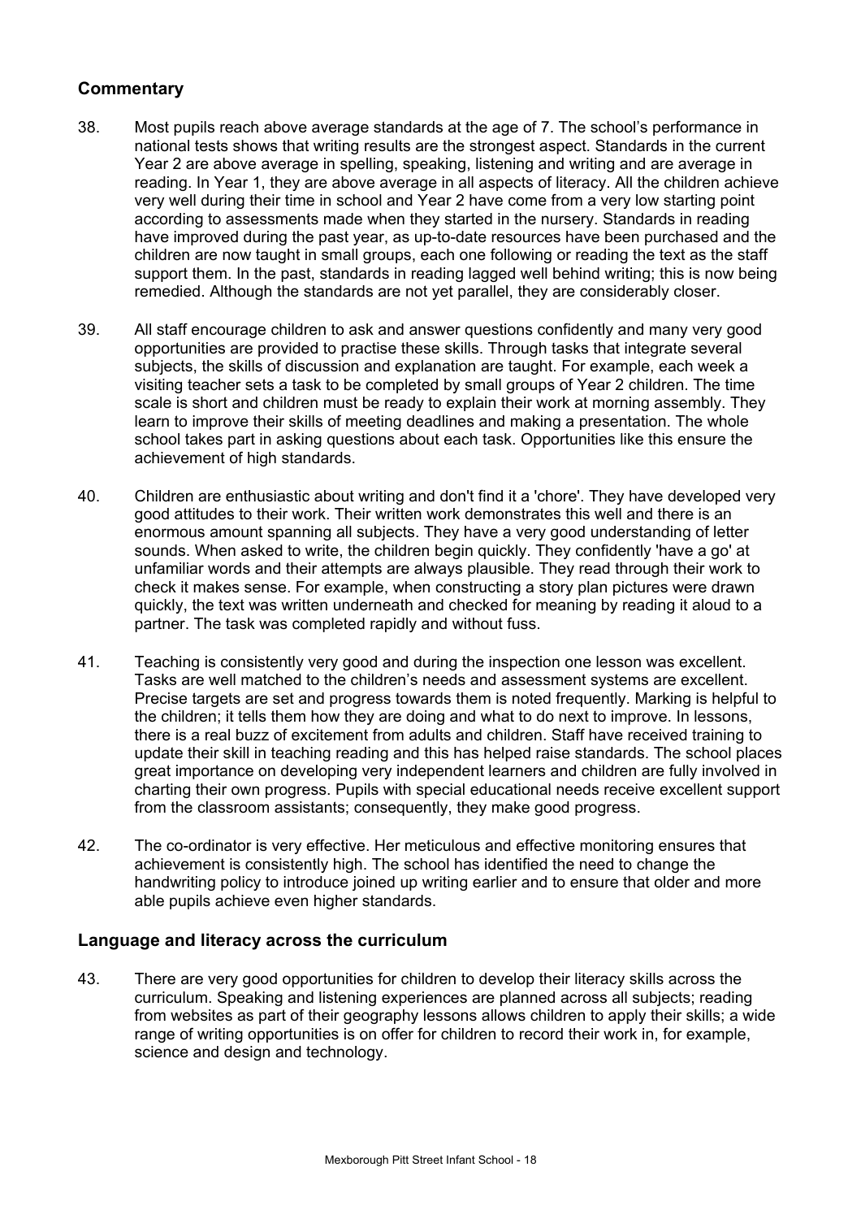### Commentary

38. Most pupils reach above average standards at the age of 7. The school's performance in national tests shows that writing results are the strongest aspect. Standards in the current Year 2 are above average in spelling, speaking, listening and writing and are average in reading. In Year 1, they are above average in all aspects of literacy. All the children achieve very well during their time in school and Year 2 have come from a very low starting point according to assessments made when they started in the nursery. Standards in reading have improved during the past year, as up-to-date resources have been purchased and the children are now taught in small groups, each one following or reading the text as the staff support them. In the past, standards in reading lagged well behind writing; this is now being remedied. Although the standards are not yet parallel, they are considerably closer.

39. All staff encourage children to ask and answer questions confidently and many very good opportunities are provided to practise these skills. Through tasks that integrate several subjects, the skills of discussion and explanation are taught. For example, each week a visiting teacher sets a task to be completed by small groups of Year 2 children. The time scale is short and children must be ready to explain their work at morning assembly. They learn to improve their skills of meeting deadlines and making a presentation. The whole school takes part in asking questions about each task. Opportunities like this ensure the achievement of high standards.

40. Children are enthusiastic about writing and don't find it a 'chore'. They have developed very good attitudes to their work. Their written work demonstrates this well and there is an enormous amount spanning all subjects. They have a very good understanding of letter sounds. When asked to write, the children begin quickly. They confidently 'have a go' at unfamiliar words and their attempts are always plausible. They read through their work to check it makes sense. For example, when constructing a story plan pictures were drawn quickly, the text was written underneath and checked for meaning by reading it aloud to a partner. The task was completed rapidly and without fuss.

41. Teaching is consistently very good and during the inspection one lesson was excellent. Tasks are well matched to the children's needs and assessment systems are excellent. Precise targets are set and progress towards them is noted frequently. Marking is helpful to the children; it tells them how they are doing and what to do next to improve. In lessons, there is a real buzz of excitement from adults and children. Staff have received training to update their skill in teaching reading and this has helped raise standards. The school places great importance on developing very independent learners and children are fully involved in charting their own progress. Pupils with special educational needs receive excellent support from the classroom assistants; consequently, they make good progress.

42. The co-ordinator is very effective. Her meticulous and effective monitoring ensures that achievement is consistently high. The school has identified the need to change the handwriting policy to introduce joined up writing earlier and to ensure that older and more able pupils achieve even higher standards.

### Language and literacy across the curriculum

43. There are very good opportunities for children to develop their literacy skills across the curriculum. Speaking and listening experiences are planned across all subjects; reading from websites as part of their geography lessons allows children to apply their skills; a wide range of writing opportunities is on offer for children to record their work in, for example, science and design and technology.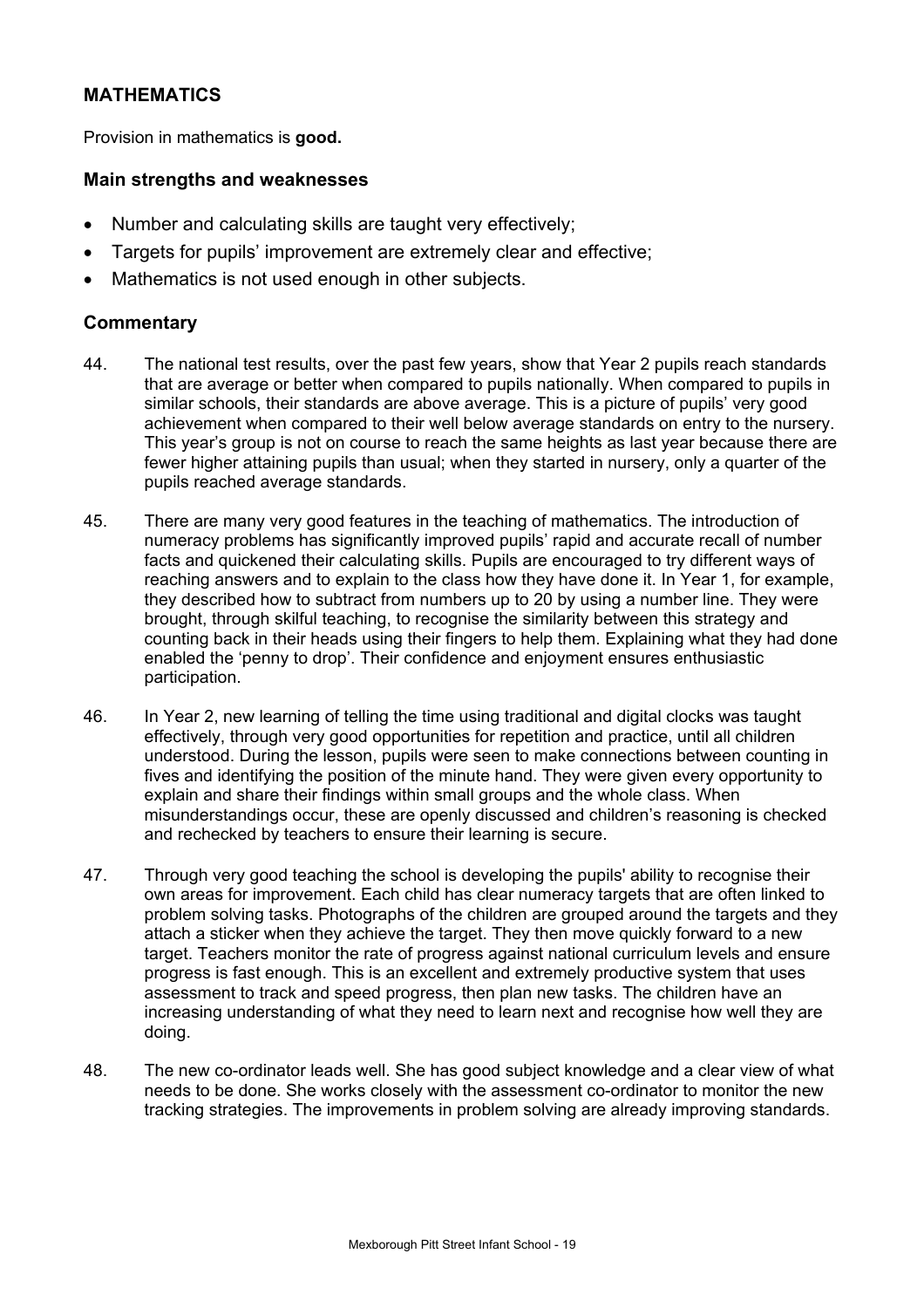## MATHEMATICS

Provision in mathematics is **good.**

### Main strengths and weaknesses

- Number and calculating skills are taught very effectively;
- Targets for pupils' improvement are extremely clear and effective;
- Mathematics is not used enough in other subjects.

### Commentary

44. The national test results, over the past few years, show that Year 2 pupils reach standards that are average or better when compared to pupils nationally. When compared to pupils in similar schools, their standards are above average. This is a picture of pupils' very good achievement when compared to their well below average standards on entry to the nursery. This year's group is not on course to reach the same heights as last year because there are fewer higher attaining pupils than usual; when they started in nursery, only a quarter of the pupils reached average standards.

45. There are many very good features in the teaching of mathematics. The introduction of numeracy problems has significantly improved pupils' rapid and accurate recall of number facts and quickened their calculating skills. Pupils are encouraged to try different ways of reaching answers and to explain to the class how they have done it. In Year 1, for example, they described how to subtract from numbers up to 20 by using a number line. They were brought, through skilful teaching, to recognise the similarity between this strategy and counting back in their heads using their fingers to help them. Explaining what they had done enabled the 'penny to drop'. Their confidence and enjoyment ensures enthusiastic participation.

46. In Year 2, new learning of telling the time using traditional and digital clocks was taught effectively, through very good opportunities for repetition and practice, until all children understood. During the lesson, pupils were seen to make connections between counting in fives and identifying the position of the minute hand. They were given every opportunity to explain and share their findings within small groups and the whole class. When misunderstandings occur, these are openly discussed and children's reasoning is checked and rechecked by teachers to ensure their learning is secure.

47. Through very good teaching the school is developing the pupils' ability to recognise their own areas for improvement. Each child has clear numeracy targets that are often linked to problem solving tasks. Photographs of the children are grouped around the targets and they attach a sticker when they achieve the target. They then move quickly forward to a new target. Teachers monitor the rate of progress against national curriculum levels and ensure progress is fast enough. This is an excellent and extremely productive system that uses assessment to track and speed progress, then plan new tasks. The children have an increasing understanding of what they need to learn next and recognise how well they are doing.

48. The new co-ordinator leads well. She has good subject knowledge and a clear view of what needs to be done. She works closely with the assessment co-ordinator to monitor the new tracking strategies. The improvements in problem solving are already improving standards.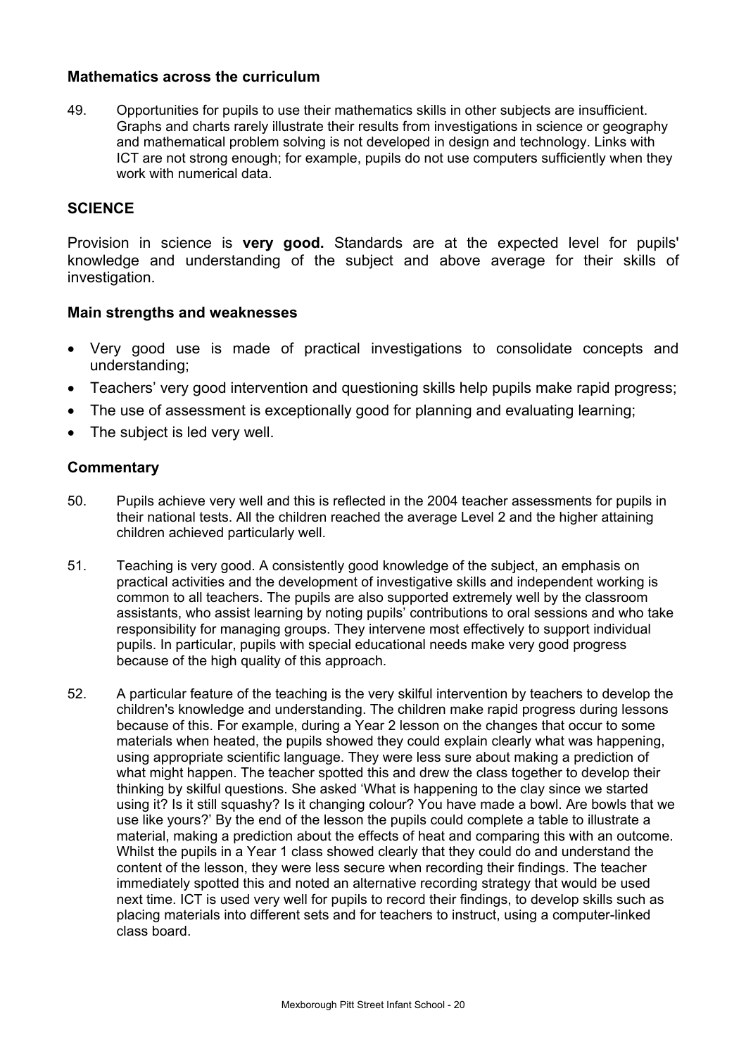### Mathematics across the curriculum

49. Opportunities for pupils to use their mathematics skills in other subjects are insufficient. Graphs and charts rarely illustrate their results from investigations in science or geography and mathematical problem solving is not developed in design and technology. Links with ICT are not strong enough; for example, pupils do not use computers sufficiently when they work with numerical data.

## SCIENCE

Provision in science is **very good.** Standards are at the expected level for pupils' knowledge and understanding of the subject and above average for their skills of investigation.

### Main strengths and weaknesses

- Very good use is made of practical investigations to consolidate concepts and understanding;
- Teachers' very good intervention and questioning skills help pupils make rapid progress;
- The use of assessment is exceptionally good for planning and evaluating learning;
- The subject is led very well.

### Commentary

50. Pupils achieve very well and this is reflected in the 2004 teacher assessments for pupils in their national tests. All the children reached the average Level 2 and the higher attaining children achieved particularly well.

51. Teaching is very good. A consistently good knowledge of the subject, an emphasis on practical activities and the development of investigative skills and independent working is common to all teachers. The pupils are also supported extremely well by the classroom assistants, who assist learning by noting pupils' contributions to oral sessions and who take responsibility for managing groups. They intervene most effectively to support individual pupils. In particular, pupils with special educational needs make very good progress because of the high quality of this approach.

52. A particular feature of the teaching is the very skilful intervention by teachers to develop the children's knowledge and understanding. The children make rapid progress during lessons because of this. For example, during a Year 2 lesson on the changes that occur to some materials when heated, the pupils showed they could explain clearly what was happening, using appropriate scientific language. They were less sure about making a prediction of what might happen. The teacher spotted this and drew the class together to develop their thinking by skilful questions. She asked 'What is happening to the clay since we started using it? Is it still squashy? Is it changing colour? You have made a bowl. Are bowls that we use like yours?' By the end of the lesson the pupils could complete a table to illustrate a material, making a prediction about the effects of heat and comparing this with an outcome. Whilst the pupils in a Year 1 class showed clearly that they could do and understand the content of the lesson, they were less secure when recording their findings. The teacher immediately spotted this and noted an alternative recording strategy that would be used next time. ICT is used very well for pupils to record their findings, to develop skills such as placing materials into different sets and for teachers to instruct, using a computer-linked class board.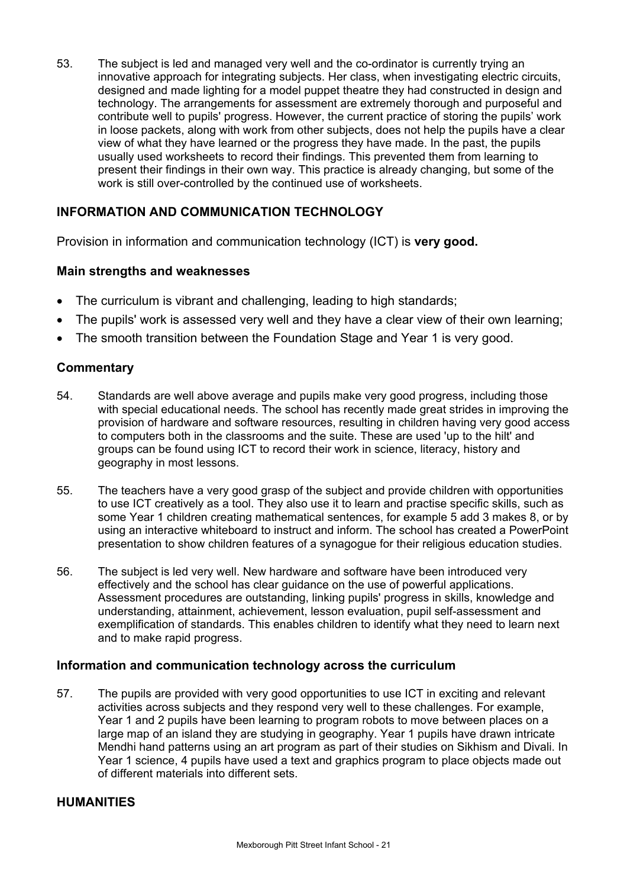53. The subject is led and managed very well and the co-ordinator is currently trying an innovative approach for integrating subjects. Her class, when investigating electric circuits, designed and made lighting for a model puppet theatre they had constructed in design and technology. The arrangements for assessment are extremely thorough and purposeful and contribute well to pupils' progress. However, the current practice of storing the pupils' work in loose packets, along with work from other subjects, does not help the pupils have a clear view of what they have learned or the progress they have made. In the past, the pupils usually used worksheets to record their findings. This prevented them from learning to present their findings in their own way. This practice is already changing, but some of the work is still over-controlled by the continued use of worksheets.

## INFORMATION AND COMMUNICATION TECHNOLOGY

Provision in information and communication technology (ICT) is **very good.**

### Main strengths and weaknesses

- The curriculum is vibrant and challenging, leading to high standards;
- The pupils' work is assessed very well and they have a clear view of their own learning;
- The smooth transition between the Foundation Stage and Year 1 is very good.

### Commentary

54. Standards are well above average and pupils make very good progress, including those with special educational needs. The school has recently made great strides in improving the provision of hardware and software resources, resulting in children having very good access to computers both in the classrooms and the suite. These are used 'up to the hilt' and groups can be found using ICT to record their work in science, literacy, history and geography in most lessons.

55. The teachers have a very good grasp of the subject and provide children with opportunities to use ICT creatively as a tool. They also use it to learn and practise specific skills, such as some Year 1 children creating mathematical sentences, for example 5 add 3 makes 8, or by using an interactive whiteboard to instruct and inform. The school has created a PowerPoint presentation to show children features of a synagogue for their religious education studies.

56. The subject is led very well. New hardware and software have been introduced very effectively and the school has clear guidance on the use of powerful applications. Assessment procedures are outstanding, linking pupils' progress in skills, knowledge and understanding, attainment, achievement, lesson evaluation, pupil self-assessment and exemplification of standards. This enables children to identify what they need to learn next and to make rapid progress.

### Information and communication technology across the curriculum

57. The pupils are provided with very good opportunities to use ICT in exciting and relevant activities across subjects and they respond very well to these challenges. For example, Year 1 and 2 pupils have been learning to program robots to move between places on a large map of an island they are studying in geography. Year 1 pupils have drawn intricate Mendhi hand patterns using an art program as part of their studies on Sikhism and Divali. In Year 1 science, 4 pupils have used a text and graphics program to place objects made out of different materials into different sets.

## HUMANITIES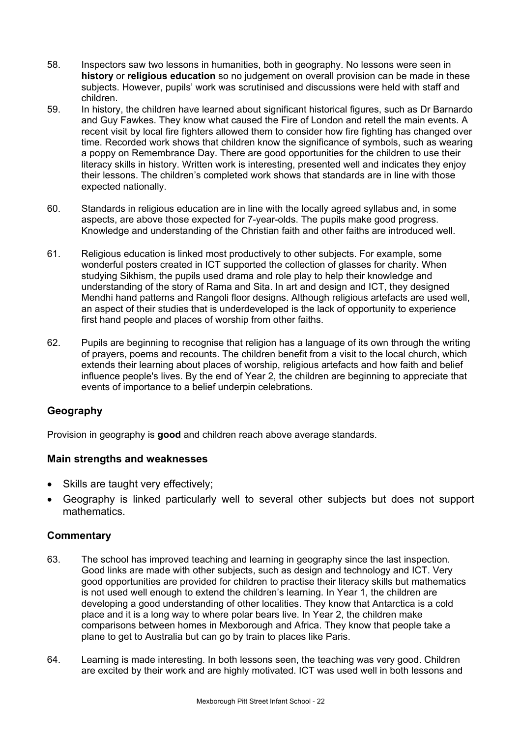58. Inspectors saw two lessons in humanities, both in geography. No lessons were seen in **history** or **religious education** so no judgement on overall provision can be made in these subjects. However, pupils' work was scrutinised and discussions were held with staff and children.

59. In history, the children have learned about significant historical figures, such as Dr Barnardo and Guy Fawkes. They know what caused the Fire of London and retell the main events. A recent visit by local fire fighters allowed them to consider how fire fighting has changed over time. Recorded work shows that children know the significance of symbols, such as wearing a poppy on Remembrance Day. There are good opportunities for the children to use their literacy skills in history. Written work is interesting, presented well and indicates they enjoy their lessons. The children's completed work shows that standards are in line with those expected nationally.

60. Standards in religious education are in line with the locally agreed syllabus and, in some aspects, are above those expected for 7-year-olds. The pupils make good progress. Knowledge and understanding of the Christian faith and other faiths are introduced well.

61. Religious education is linked most productively to other subjects. For example, some wonderful posters created in ICT supported the collection of glasses for charity. When studying Sikhism, the pupils used drama and role play to help their knowledge and understanding of the story of Rama and Sita. In art and design and ICT, they designed Mendhi hand patterns and Rangoli floor designs. Although religious artefacts are used well, an aspect of their studies that is underdeveloped is the lack of opportunity to experience first hand people and places of worship from other faiths.

62. Pupils are beginning to recognise that religion has a language of its own through the writing of prayers, poems and recounts. The children benefit from a visit to the local church, which extends their learning about places of worship, religious artefacts and how faith and belief influence people's lives. By the end of Year 2, the children are beginning to appreciate that events of importance to a belief underpin celebrations.

## Geography

Provision in geography is **good** and children reach above average standards.

### Main strengths and weaknesses

- Skills are taught very effectively;
- Geography is linked particularly well to several other subjects but does not support mathematics.

### Commentary

63. The school has improved teaching and learning in geography since the last inspection. Good links are made with other subjects, such as design and technology and ICT. Very good opportunities are provided for children to practise their literacy skills but mathematics is not used well enough to extend the children's learning. In Year 1, the children are developing a good understanding of other localities. They know that Antarctica is a cold place and it is a long way to where polar bears live. In Year 2, the children make comparisons between homes in Mexborough and Africa. They know that people take a plane to get to Australia but can go by train to places like Paris.

64. Learning is made interesting. In both lessons seen, the teaching was very good. Children are excited by their work and are highly motivated. ICT was used well in both lessons and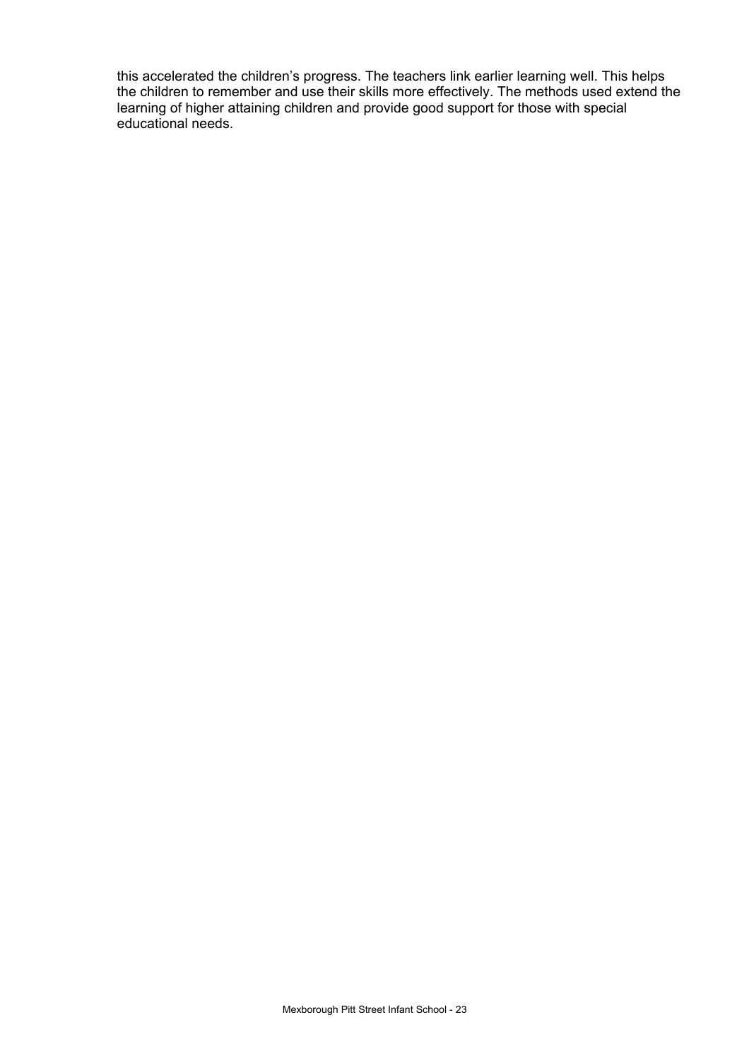this accelerated the children's progress. The teachers link earlier learning well. This helps the children to remember and use their skills more effectively. The methods used extend the learning of higher attaining children and provide good support for those with special educational needs.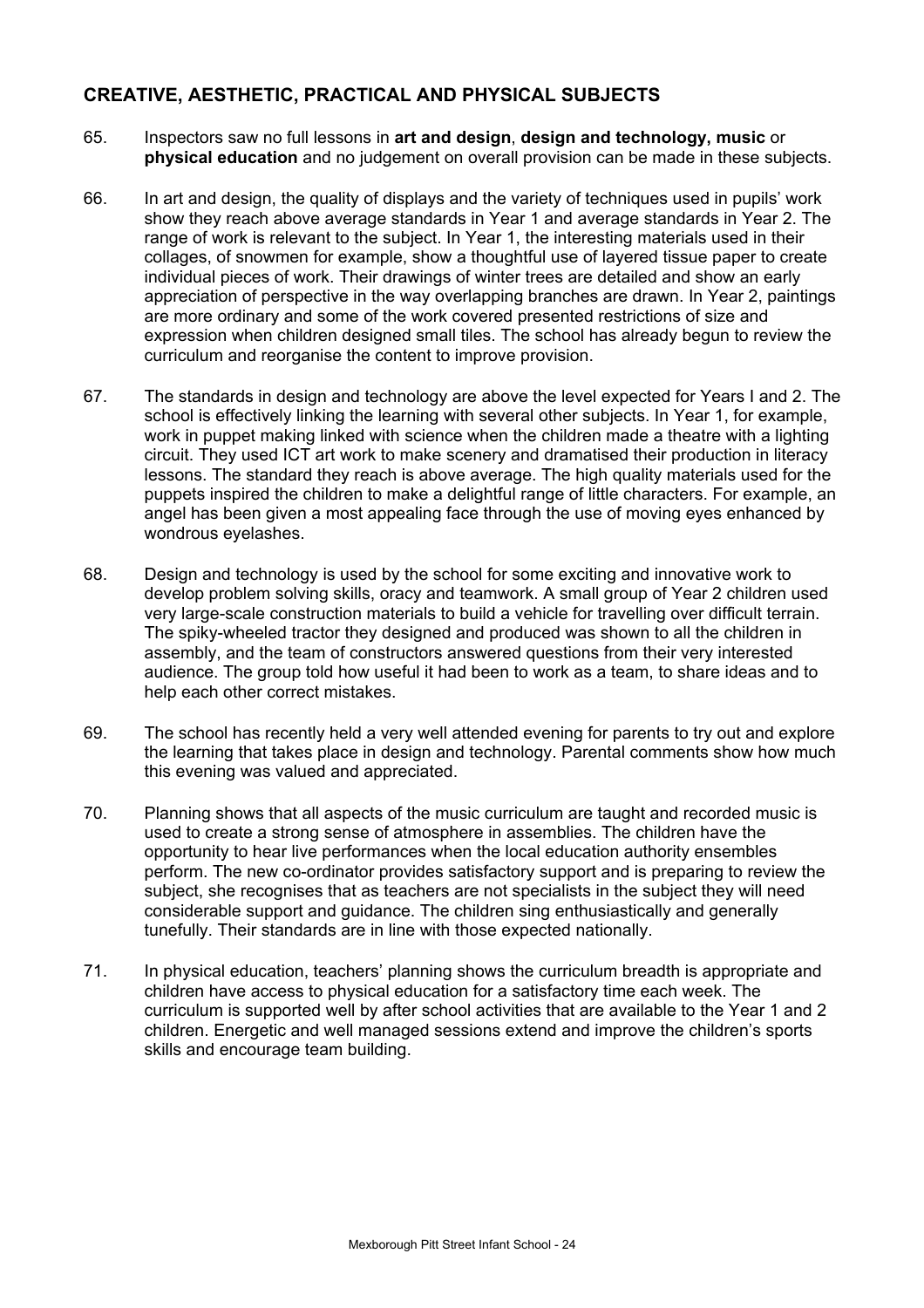## CREATIVE, AESTHETIC, PRACTICAL AND PHYSICAL SUBJECTS

65. Inspectors saw no full lessons in **art and design**, **design and technology, music** or **physical education** and no judgement on overall provision can be made in these subjects.

66. In art and design, the quality of displays and the variety of techniques used in pupils' work show they reach above average standards in Year 1 and average standards in Year 2. The range of work is relevant to the subject. In Year 1, the interesting materials used in their collages, of snowmen for example, show a thoughtful use of layered tissue paper to create individual pieces of work. Their drawings of winter trees are detailed and show an early appreciation of perspective in the way overlapping branches are drawn. In Year 2, paintings are more ordinary and some of the work covered presented restrictions of size and expression when children designed small tiles. The school has already begun to review the curriculum and reorganise the content to improve provision.

67. The standards in design and technology are above the level expected for Years I and 2. The school is effectively linking the learning with several other subjects. In Year 1, for example, work in puppet making linked with science when the children made a theatre with a lighting circuit. They used ICT art work to make scenery and dramatised their production in literacy lessons. The standard they reach is above average. The high quality materials used for the puppets inspired the children to make a delightful range of little characters. For example, an angel has been given a most appealing face through the use of moving eyes enhanced by wondrous eyelashes.

68. Design and technology is used by the school for some exciting and innovative work to develop problem solving skills, oracy and teamwork. A small group of Year 2 children used very large-scale construction materials to build a vehicle for travelling over difficult terrain. The spiky-wheeled tractor they designed and produced was shown to all the children in assembly, and the team of constructors answered questions from their very interested audience. The group told how useful it had been to work as a team, to share ideas and to help each other correct mistakes.

69. The school has recently held a very well attended evening for parents to try out and explore the learning that takes place in design and technology. Parental comments show how much this evening was valued and appreciated.

70. Planning shows that all aspects of the music curriculum are taught and recorded music is used to create a strong sense of atmosphere in assemblies. The children have the opportunity to hear live performances when the local education authority ensembles perform. The new co-ordinator provides satisfactory support and is preparing to review the subject, she recognises that as teachers are not specialists in the subject they will need considerable support and guidance. The children sing enthusiastically and generally tunefully. Their standards are in line with those expected nationally.

71. In physical education, teachers' planning shows the curriculum breadth is appropriate and children have access to physical education for a satisfactory time each week. The curriculum is supported well by after school activities that are available to the Year 1 and 2 children. Energetic and well managed sessions extend and improve the children's sports skills and encourage team building.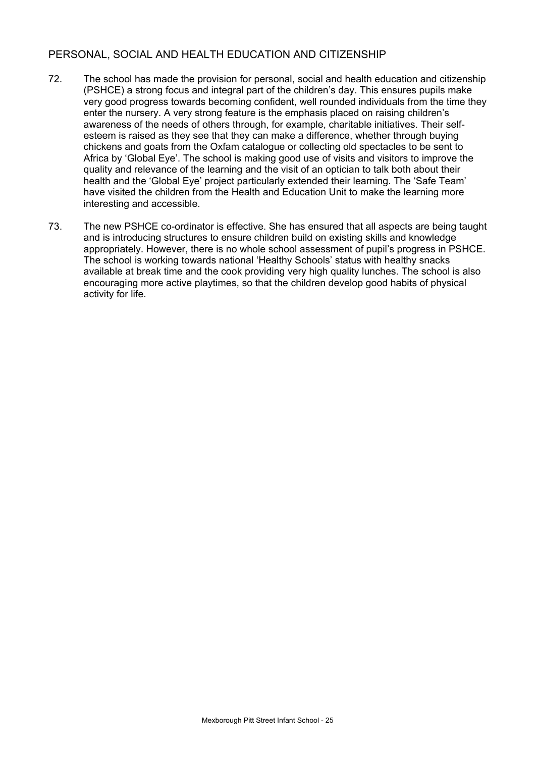## PERSONAL, SOCIAL AND HEALTH EDUCATION AND CITIZENSHIP

72. The school has made the provision for personal, social and health education and citizenship (PSHCE) a strong focus and integral part of the children's day. This ensures pupils make very good progress towards becoming confident, well rounded individuals from the time they enter the nursery. A very strong feature is the emphasis placed on raising children's awareness of the needs of others through, for example, charitable initiatives. Their self-esteem is raised as they see that they can make a difference, whether through buying chickens and goats from the Oxfam catalogue or collecting old spectacles to be sent to Africa by 'Global Eye'. The school is making good use of visits and visitors to improve the quality and relevance of the learning and the visit of an optician to talk both about their health and the 'Global Eye' project particularly extended their learning. The 'Safe Team' have visited the children from the Health and Education Unit to make the learning more interesting and accessible.

73. The new PSHCE co-ordinator is effective. She has ensured that all aspects are being taught and is introducing structures to ensure children build on existing skills and knowledge appropriately. However, there is no whole school assessment of pupil's progress in PSHCE. The school is working towards national 'Healthy Schools' status with healthy snacks available at break time and the cook providing very high quality lunches. The school is also encouraging more active playtimes, so that the children develop good habits of physical activity for life.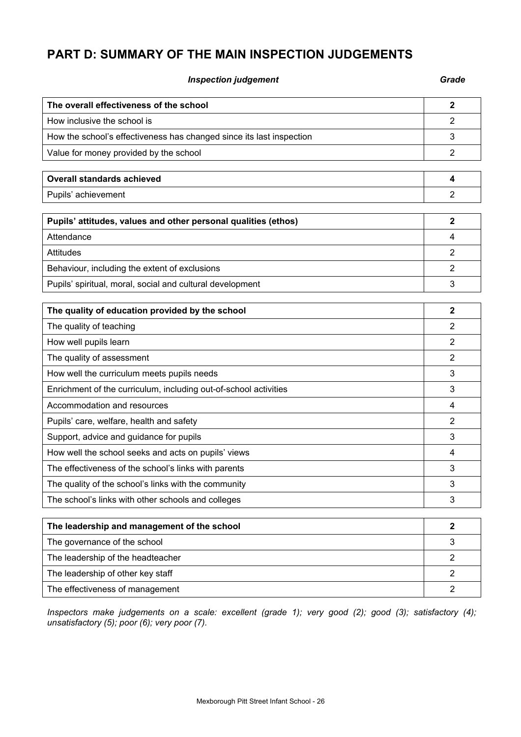# PART D: SUMMARY OF THE MAIN INSPECTION JUDGEMENTS

| ***Inspection judgement*** | ***Grade*** |
|---|---|
| **The overall effectiveness of the school** | **2** |
| How inclusive the school is | 2 |
| How the school's effectiveness has changed since its last inspection | 3 |
| Value for money provided by the school | 2 |

| | |
|---|---|
| **Overall standards achieved** | **4** |
| Pupils' achievement | 2 |

| | |
|---|---|
| **Pupils' attitudes, values and other personal qualities (ethos)** | **2** |
| Attendance | 4 |
| Attitudes | 2 |
| Behaviour, including the extent of exclusions | 2 |
| Pupils' spiritual, moral, social and cultural development | 3 |

| | |
|---|---|
| **The quality of education provided by the school** | **2** |
| The quality of teaching | 2 |
| How well pupils learn | 2 |
| The quality of assessment | 2 |
| How well the curriculum meets pupils needs | 3 |
| Enrichment of the curriculum, including out-of-school activities | 3 |
| Accommodation and resources | 4 |
| Pupils' care, welfare, health and safety | 2 |
| Support, advice and guidance for pupils | 3 |
| How well the school seeks and acts on pupils' views | 4 |
| The effectiveness of the school's links with parents | 3 |
| The quality of the school's links with the community | 3 |
| The school's links with other schools and colleges | 3 |

| | |
|---|---|
| **The leadership and management of the school** | **2** |
| The governance of the school | 3 |
| The leadership of the headteacher | 2 |
| The leadership of other key staff | 2 |
| The effectiveness of management | 2 |

*Inspectors make judgements on a scale: excellent (grade 1); very good (2); good (3); satisfactory (4); unsatisfactory (5); poor (6); very poor (7).*